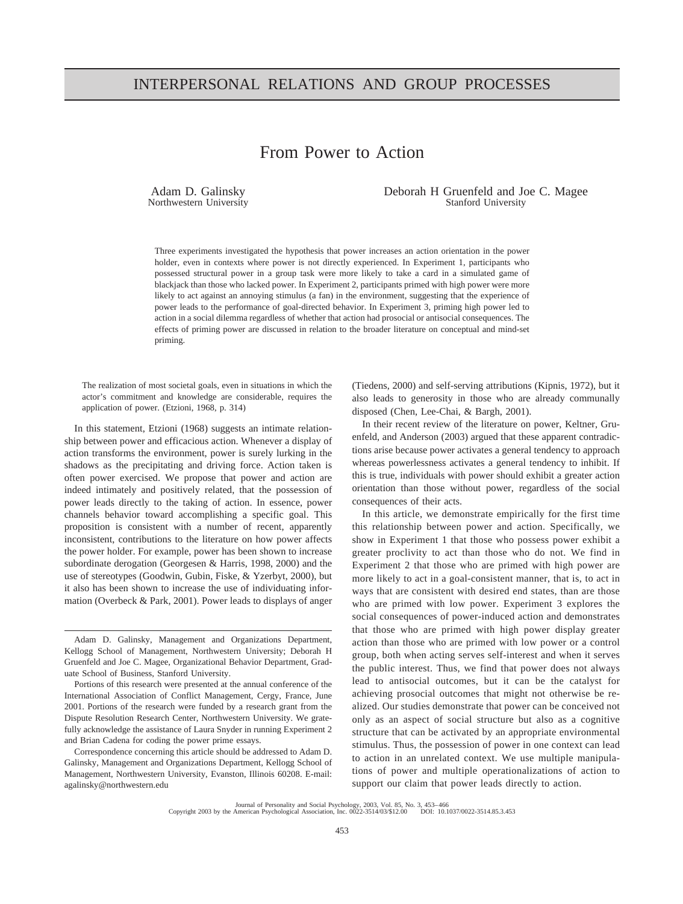# INTERPERSONAL RELATIONS AND GROUP PROCESSES

# From Power to Action

Adam D. Galinsky
Northwestern University

Deborah H Gruenfeld and Joe C. Magee
Stanford University

Three experiments investigated the hypothesis that power increases an action orientation in the power holder, even in contexts where power is not directly experienced. In Experiment 1, participants who possessed structural power in a group task were more likely to take a card in a simulated game of blackjack than those who lacked power. In Experiment 2, participants primed with high power were more likely to act against an annoying stimulus (a fan) in the environment, suggesting that the experience of power leads to the performance of goal-directed behavior. In Experiment 3, priming high power led to action in a social dilemma regardless of whether that action had prosocial or antisocial consequences. The effects of priming power are discussed in relation to the broader literature on conceptual and mind-set priming.

> The realization of most societal goals, even in situations in which the actor's commitment and knowledge are considerable, requires the application of power. (Etzioni, 1968, p. 314)

In this statement, Etzioni (1968) suggests an intimate relationship between power and efficacious action. Whenever a display of action transforms the environment, power is surely lurking in the shadows as the precipitating and driving force. Action taken is often power exercised. We propose that power and action are indeed intimately and positively related, that the possession of power leads directly to the taking of action. In essence, power channels behavior toward accomplishing a specific goal. This proposition is consistent with a number of recent, apparently inconsistent, contributions to the literature on how power affects the power holder. For example, power has been shown to increase subordinate derogation (Georgesen & Harris, 1998, 2000) and the use of stereotypes (Goodwin, Gubin, Fiske, & Yzerbyt, 2000), but it also has been shown to increase the use of individuating information (Overbeck & Park, 2001). Power leads to displays of anger (Tiedens, 2000) and self-serving attributions (Kipnis, 1972), but it also leads to generosity in those who are already communally disposed (Chen, Lee-Chai, & Bargh, 2001).

In their recent review of the literature on power, Keltner, Gruenfeld, and Anderson (2003) argued that these apparent contradictions arise because power activates a general tendency to approach whereas powerlessness activates a general tendency to inhibit. If this is true, individuals with power should exhibit a greater action orientation than those without power, regardless of the social consequences of their acts.

In this article, we demonstrate empirically for the first time this relationship between power and action. Specifically, we show in Experiment 1 that those who possess power exhibit a greater proclivity to act than those who do not. We find in Experiment 2 that those who are primed with high power are more likely to act in a goal-consistent manner, that is, to act in ways that are consistent with desired end states, than are those who are primed with low power. Experiment 3 explores the social consequences of power-induced action and demonstrates that those who are primed with high power display greater action than those who are primed with low power or a control group, both when acting serves self-interest and when it serves the public interest. Thus, we find that power does not always lead to antisocial outcomes, but it can be the catalyst for achieving prosocial outcomes that might not otherwise be realized. Our studies demonstrate that power can be conceived not only as an aspect of social structure but also as a cognitive structure that can be activated by an appropriate environmental stimulus. Thus, the possession of power in one context can lead to action in an unrelated context. We use multiple manipulations of power and multiple operationalizations of action to support our claim that power leads directly to action.

---

Adam D. Galinsky, Management and Organizations Department, Kellogg School of Management, Northwestern University; Deborah H Gruenfeld and Joe C. Magee, Organizational Behavior Department, Graduate School of Business, Stanford University.

Portions of this research were presented at the annual conference of the International Association of Conflict Management, Cergy, France, June 2001. Portions of the research were funded by a research grant from the Dispute Resolution Research Center, Northwestern University. We gratefully acknowledge the assistance of Laura Snyder in running Experiment 2 and Brian Cadena for coding the power prime essays.

Correspondence concerning this article should be addressed to Adam D. Galinsky, Management and Organizations Department, Kellogg School of Management, Northwestern University, Evanston, Illinois 60208. E-mail: agalinsky@northwestern.edu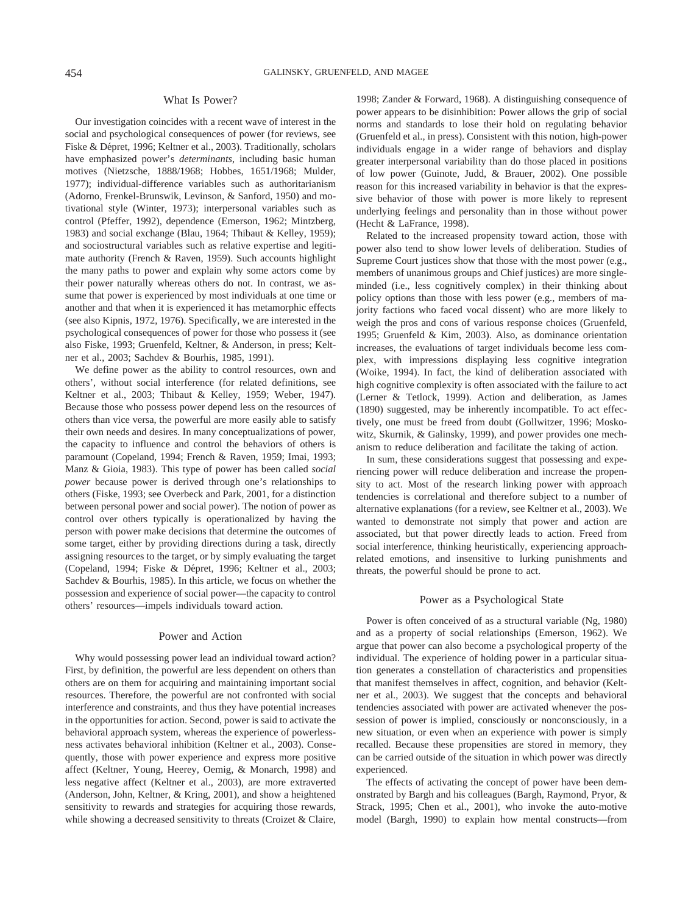## What Is Power?

Our investigation coincides with a recent wave of interest in the social and psychological consequences of power (for reviews, see Fiske & Dépret, 1996; Keltner et al., 2003). Traditionally, scholars have emphasized power's *determinants*, including basic human motives (Nietzsche, 1888/1968; Hobbes, 1651/1968; Mulder, 1977); individual-difference variables such as authoritarianism (Adorno, Frenkel-Brunswik, Levinson, & Sanford, 1950) and motivational style (Winter, 1973); interpersonal variables such as control (Pfeffer, 1992), dependence (Emerson, 1962; Mintzberg, 1983) and social exchange (Blau, 1964; Thibaut & Kelley, 1959); and sociostructural variables such as relative expertise and legitimate authority (French & Raven, 1959). Such accounts highlight the many paths to power and explain why some actors come by their power naturally whereas others do not. In contrast, we assume that power is experienced by most individuals at one time or another and that when it is experienced it has metamorphic effects (see also Kipnis, 1972, 1976). Specifically, we are interested in the psychological consequences of power for those who possess it (see also Fiske, 1993; Gruenfeld, Keltner, & Anderson, in press; Keltner et al., 2003; Sachdev & Bourhis, 1985, 1991).

We define power as the ability to control resources, own and others', without social interference (for related definitions, see Keltner et al., 2003; Thibaut & Kelley, 1959; Weber, 1947). Because those who possess power depend less on the resources of others than vice versa, the powerful are more easily able to satisfy their own needs and desires. In many conceptualizations of power, the capacity to influence and control the behaviors of others is paramount (Copeland, 1994; French & Raven, 1959; Imai, 1993; Manz & Gioia, 1983). This type of power has been called *social power* because power is derived through one's relationships to others (Fiske, 1993; see Overbeck and Park, 2001, for a distinction between personal power and social power). The notion of power as control over others typically is operationalized by having the person with power make decisions that determine the outcomes of some target, either by providing directions during a task, directly assigning resources to the target, or by simply evaluating the target (Copeland, 1994; Fiske & Dépret, 1996; Keltner et al., 2003; Sachdev & Bourhis, 1985). In this article, we focus on whether the possession and experience of social power—the capacity to control others' resources—impels individuals toward action.

## Power and Action

Why would possessing power lead an individual toward action? First, by definition, the powerful are less dependent on others than others are on them for acquiring and maintaining important social resources. Therefore, the powerful are not confronted with social interference and constraints, and thus they have potential increases in the opportunities for action. Second, power is said to activate the behavioral approach system, whereas the experience of powerlessness activates behavioral inhibition (Keltner et al., 2003). Consequently, those with power experience and express more positive affect (Keltner, Young, Heerey, Oemig, & Monarch, 1998) and less negative affect (Keltner et al., 2003), are more extraverted (Anderson, John, Keltner, & Kring, 2001), and show a heightened sensitivity to rewards and strategies for acquiring those rewards, while showing a decreased sensitivity to threats (Croizet & Claire, 1998; Zander & Forward, 1968). A distinguishing consequence of power appears to be disinhibition: Power allows the grip of social norms and standards to lose their hold on regulating behavior (Gruenfeld et al., in press). Consistent with this notion, high-power individuals engage in a wider range of behaviors and display greater interpersonal variability than do those placed in positions of low power (Guinote, Judd, & Brauer, 2002). One possible reason for this increased variability in behavior is that the expressive behavior of those with power is more likely to represent underlying feelings and personality than in those without power (Hecht & LaFrance, 1998).

Related to the increased propensity toward action, those with power also tend to show lower levels of deliberation. Studies of Supreme Court justices show that those with the most power (e.g., members of unanimous groups and Chief justices) are more single-minded (i.e., less cognitively complex) in their thinking about policy options than those with less power (e.g., members of majority factions who faced vocal dissent) who are more likely to weigh the pros and cons of various response choices (Gruenfeld, 1995; Gruenfeld & Kim, 2003). Also, as dominance orientation increases, the evaluations of target individuals become less complex, with impressions displaying less cognitive integration (Woike, 1994). In fact, the kind of deliberation associated with high cognitive complexity is often associated with the failure to act (Lerner & Tetlock, 1999). Action and deliberation, as James (1890) suggested, may be inherently incompatible. To act effectively, one must be freed from doubt (Gollwitzer, 1996; Moskowitz, Skurnik, & Galinsky, 1999), and power provides one mechanism to reduce deliberation and facilitate the taking of action.

In sum, these considerations suggest that possessing and experiencing power will reduce deliberation and increase the propensity to act. Most of the research linking power with approach tendencies is correlational and therefore subject to a number of alternative explanations (for a review, see Keltner et al., 2003). We wanted to demonstrate not simply that power and action are associated, but that power directly leads to action. Freed from social interference, thinking heuristically, experiencing approach-related emotions, and insensitive to lurking punishments and threats, the powerful should be prone to act.

## Power as a Psychological State

Power is often conceived of as a structural variable (Ng, 1980) and as a property of social relationships (Emerson, 1962). We argue that power can also become a psychological property of the individual. The experience of holding power in a particular situation generates a constellation of characteristics and propensities that manifest themselves in affect, cognition, and behavior (Keltner et al., 2003). We suggest that the concepts and behavioral tendencies associated with power are activated whenever the possession of power is implied, consciously or nonconsciously, in a new situation, or even when an experience with power is simply recalled. Because these propensities are stored in memory, they can be carried outside of the situation in which power was directly experienced.

The effects of activating the concept of power have been demonstrated by Bargh and his colleagues (Bargh, Raymond, Pryor, & Strack, 1995; Chen et al., 2001), who invoke the auto-motive model (Bargh, 1990) to explain how mental constructs—from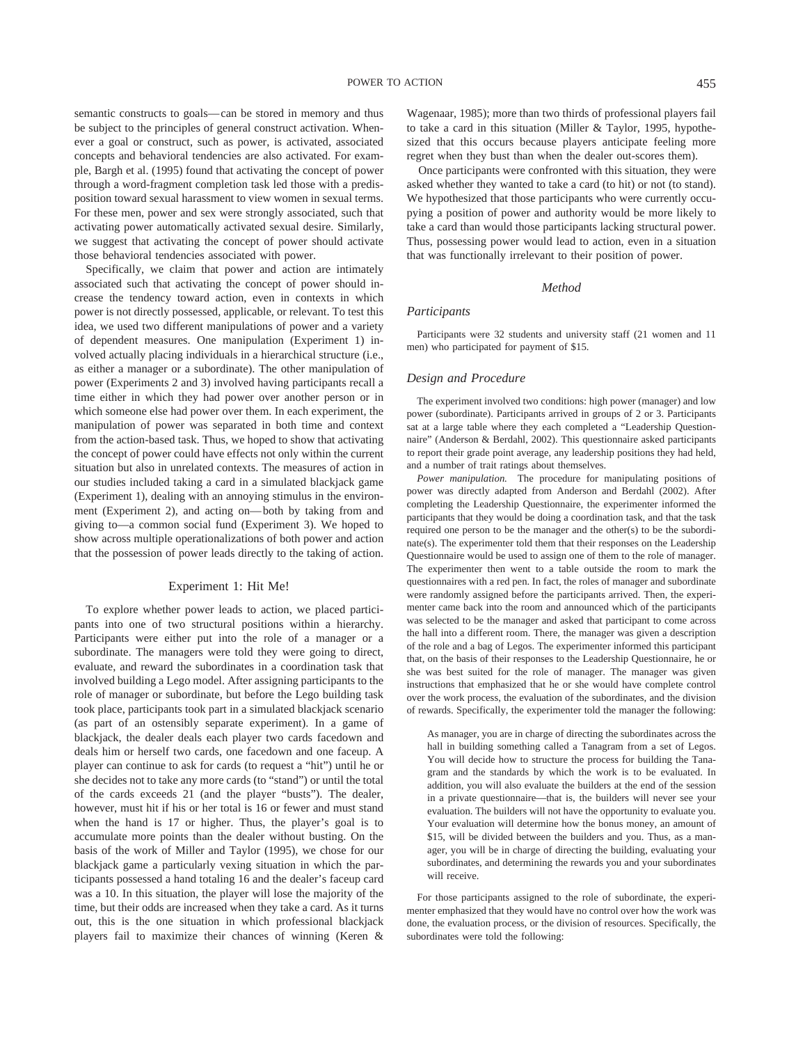semantic constructs to goals—can be stored in memory and thus be subject to the principles of general construct activation. Whenever a goal or construct, such as power, is activated, associated concepts and behavioral tendencies are also activated. For example, Bargh et al. (1995) found that activating the concept of power through a word-fragment completion task led those with a predisposition toward sexual harassment to view women in sexual terms. For these men, power and sex were strongly associated, such that activating power automatically activated sexual desire. Similarly, we suggest that activating the concept of power should activate those behavioral tendencies associated with power.

Specifically, we claim that power and action are intimately associated such that activating the concept of power should increase the tendency toward action, even in contexts in which power is not directly possessed, applicable, or relevant. To test this idea, we used two different manipulations of power and a variety of dependent measures. One manipulation (Experiment 1) involved actually placing individuals in a hierarchical structure (i.e., as either a manager or a subordinate). The other manipulation of power (Experiments 2 and 3) involved having participants recall a time either in which they had power over another person or in which someone else had power over them. In each experiment, the manipulation of power was separated in both time and context from the action-based task. Thus, we hoped to show that activating the concept of power could have effects not only within the current situation but also in unrelated contexts. The measures of action in our studies included taking a card in a simulated blackjack game (Experiment 1), dealing with an annoying stimulus in the environment (Experiment 2), and acting on—both by taking from and giving to—a common social fund (Experiment 3). We hoped to show across multiple operationalizations of both power and action that the possession of power leads directly to the taking of action.

## Experiment 1: Hit Me!

To explore whether power leads to action, we placed participants into one of two structural positions within a hierarchy. Participants were either put into the role of a manager or a subordinate. The managers were told they were going to direct, evaluate, and reward the subordinates in a coordination task that involved building a Lego model. After assigning participants to the role of manager or subordinate, but before the Lego building task took place, participants took part in a simulated blackjack scenario (as part of an ostensibly separate experiment). In a game of blackjack, the dealer deals each player two cards facedown and deals him or herself two cards, one facedown and one faceup. A player can continue to ask for cards (to request a "hit") until he or she decides not to take any more cards (to "stand") or until the total of the cards exceeds 21 (and the player "busts"). The dealer, however, must hit if his or her total is 16 or fewer and must stand when the hand is 17 or higher. Thus, the player's goal is to accumulate more points than the dealer without busting. On the basis of the work of Miller and Taylor (1995), we chose for our blackjack game a particularly vexing situation in which the participants possessed a hand totaling 16 and the dealer's faceup card was a 10. In this situation, the player will lose the majority of the time, but their odds are increased when they take a card. As it turns out, this is the one situation in which professional blackjack players fail to maximize their chances of winning (Keren & Wagenaar, 1985); more than two thirds of professional players fail to take a card in this situation (Miller & Taylor, 1995, hypothesized that this occurs because players anticipate feeling more regret when they bust than when the dealer out-scores them).

Once participants were confronted with this situation, they were asked whether they wanted to take a card (to hit) or not (to stand). We hypothesized that those participants who were currently occupying a position of power and authority would be more likely to take a card than would those participants lacking structural power. Thus, possessing power would lead to action, even in a situation that was functionally irrelevant to their position of power.

### Method

#### Participants

Participants were 32 students and university staff (21 women and 11 men) who participated for payment of $15.

#### Design and Procedure

The experiment involved two conditions: high power (manager) and low power (subordinate). Participants arrived in groups of 2 or 3. Participants sat at a large table where they each completed a "Leadership Questionnaire" (Anderson & Berdahl, 2002). This questionnaire asked participants to report their grade point average, any leadership positions they had held, and a number of trait ratings about themselves.

*Power manipulation.* The procedure for manipulating positions of power was directly adapted from Anderson and Berdahl (2002). After completing the Leadership Questionnaire, the experimenter informed the participants that they would be doing a coordination task, and that the task required one person to be the manager and the other(s) to be the subordinate(s). The experimenter told them that their responses on the Leadership Questionnaire would be used to assign one of them to the role of manager. The experimenter then went to a table outside the room to mark the questionnaires with a red pen. In fact, the roles of manager and subordinate were randomly assigned before the participants arrived. Then, the experimenter came back into the room and announced which of the participants was selected to be the manager and asked that participant to come across the hall into a different room. There, the manager was given a description of the role and a bag of Legos. The experimenter informed this participant that, on the basis of their responses to the Leadership Questionnaire, he or she was best suited for the role of manager. The manager was given instructions that emphasized that he or she would have complete control over the work process, the evaluation of the subordinates, and the division of rewards. Specifically, the experimenter told the manager the following:

> As manager, you are in charge of directing the subordinates across the hall in building something called a Tanagram from a set of Legos. You will decide how to structure the process for building the Tanagram and the standards by which the work is to be evaluated. In addition, you will also evaluate the builders at the end of the session in a private questionnaire—that is, the builders will never see your evaluation. The builders will not have the opportunity to evaluate you. Your evaluation will determine how the bonus money, an amount of $15, will be divided between the builders and you. Thus, as a manager, you will be in charge of directing the building, evaluating your subordinates, and determining the rewards you and your subordinates will receive.

For those participants assigned to the role of subordinate, the experimenter emphasized that they would have no control over how the work was done, the evaluation process, or the division of resources. Specifically, the subordinates were told the following: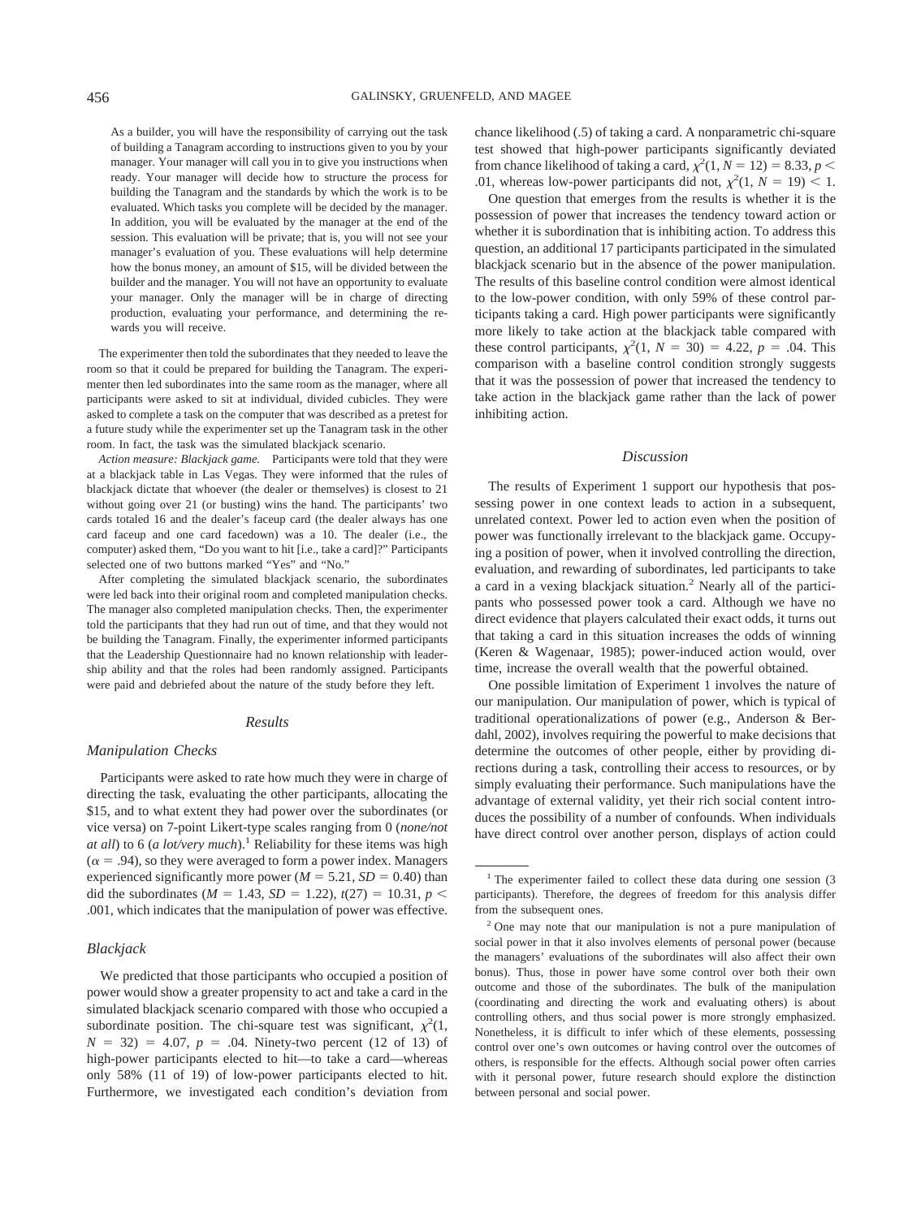As a builder, you will have the responsibility of carrying out the task of building a Tanagram according to instructions given to you by your manager. Your manager will call you in to give you instructions when ready. Your manager will decide how to structure the process for building the Tanagram and the standards by which the work is to be evaluated. Which tasks you complete will be decided by the manager. In addition, you will be evaluated by the manager at the end of the session. This evaluation will be private; that is, you will not see your manager's evaluation of you. These evaluations will help determine how the bonus money, an amount of \$15, will be divided between the builder and the manager. You will not have an opportunity to evaluate your manager. Only the manager will be in charge of directing production, evaluating your performance, and determining the rewards you will receive.

The experimenter then told the subordinates that they needed to leave the room so that it could be prepared for building the Tanagram. The experimenter then led subordinates into the same room as the manager, where all participants were asked to sit at individual, divided cubicles. They were asked to complete a task on the computer that was described as a pretest for a future study while the experimenter set up the Tanagram task in the other room. In fact, the task was the simulated blackjack scenario.

*Action measure: Blackjack game.* Participants were told that they were at a blackjack table in Las Vegas. They were informed that the rules of blackjack dictate that whoever (the dealer or themselves) is closest to 21 without going over 21 (or busting) wins the hand. The participants' two cards totaled 16 and the dealer's faceup card (the dealer always has one card faceup and one card facedown) was a 10. The dealer (i.e., the computer) asked them, "Do you want to hit [i.e., take a card]?" Participants selected one of two buttons marked "Yes" and "No."

After completing the simulated blackjack scenario, the subordinates were led back into their original room and completed manipulation checks. The manager also completed manipulation checks. Then, the experimenter told the participants that they had run out of time, and that they would not be building the Tanagram. Finally, the experimenter informed participants that the Leadership Questionnaire had no known relationship with leadership ability and that the roles had been randomly assigned. Participants were paid and debriefed about the nature of the study before they left.

### *Results*

#### *Manipulation Checks*

Participants were asked to rate how much they were in charge of directing the task, evaluating the other participants, allocating the \$15, and to what extent they had power over the subordinates (or vice versa) on 7-point Likert-type scales ranging from 0 (*none/not at all*) to 6 (*a lot/very much*).[1] Reliability for these items was high ($\alpha = .94$), so they were averaged to form a power index. Managers experienced significantly more power ($M = 5.21$, $SD = 0.40$) than did the subordinates ($M = 1.43$, $SD = 1.22$), $t(27) = 10.31$, $p < .001$, which indicates that the manipulation of power was effective.

#### *Blackjack*

We predicted that those participants who occupied a position of power would show a greater propensity to act and take a card in the simulated blackjack scenario compared with those who occupied a subordinate position. The chi-square test was significant, $\chi^2(1, N = 32) = 4.07$, $p = .04$. Ninety-two percent (12 of 13) of high-power participants elected to hit—to take a card—whereas only 58% (11 of 19) of low-power participants elected to hit. Furthermore, we investigated each condition's deviation from chance likelihood (.5) of taking a card. A nonparametric chi-square test showed that high-power participants significantly deviated from chance likelihood of taking a card, $\chi^2(1, N = 12) = 8.33$, $p < .01$, whereas low-power participants did not, $\chi^2(1, N = 19) < 1$.

One question that emerges from the results is whether it is the possession of power that increases the tendency toward action or whether it is subordination that is inhibiting action. To address this question, an additional 17 participants participated in the simulated blackjack scenario but in the absence of the power manipulation. The results of this baseline control condition were almost identical to the low-power condition, with only 59% of these control participants taking a card. High power participants were significantly more likely to take action at the blackjack table compared with these control participants, $\chi^2(1, N = 30) = 4.22$, $p = .04$. This comparison with a baseline control condition strongly suggests that it was the possession of power that increased the tendency to take action in the blackjack game rather than the lack of power inhibiting action.

### *Discussion*

The results of Experiment 1 support our hypothesis that possessing power in one context leads to action in a subsequent, unrelated context. Power led to action even when the position of power was functionally irrelevant to the blackjack game. Occupying a position of power, when it involved controlling the direction, evaluation, and rewarding of subordinates, led participants to take a card in a vexing blackjack situation.[2] Nearly all of the participants who possessed power took a card. Although we have no direct evidence that players calculated their exact odds, it turns out that taking a card in this situation increases the odds of winning (Keren & Wagenaar, 1985); power-induced action would, over time, increase the overall wealth that the powerful obtained.

One possible limitation of Experiment 1 involves the nature of our manipulation. Our manipulation of power, which is typical of traditional operationalizations of power (e.g., Anderson & Berdahl, 2002), involves requiring the powerful to make decisions that determine the outcomes of other people, either by providing directions during a task, controlling their access to resources, or by simply evaluating their performance. Such manipulations have the advantage of external validity, yet their rich social content introduces the possibility of a number of confounds. When individuals have direct control over another person, displays of action could

---

[1] The experimenter failed to collect these data during one session (3 participants). Therefore, the degrees of freedom for this analysis differ from the subsequent ones.

[2] One may note that our manipulation is not a pure manipulation of social power in that it also involves elements of personal power (because the managers' evaluations of the subordinates will also affect their own bonus). Thus, those in power have some control over both their own outcome and those of the subordinates. The bulk of the manipulation (coordinating and directing the work and evaluating others) is about controlling others, and thus social power is more strongly emphasized. Nonetheless, it is difficult to infer which of these elements, possessing control over one's own outcomes or having control over the outcomes of others, is responsible for the effects. Although social power often carries with it personal power, future research should explore the distinction between personal and social power.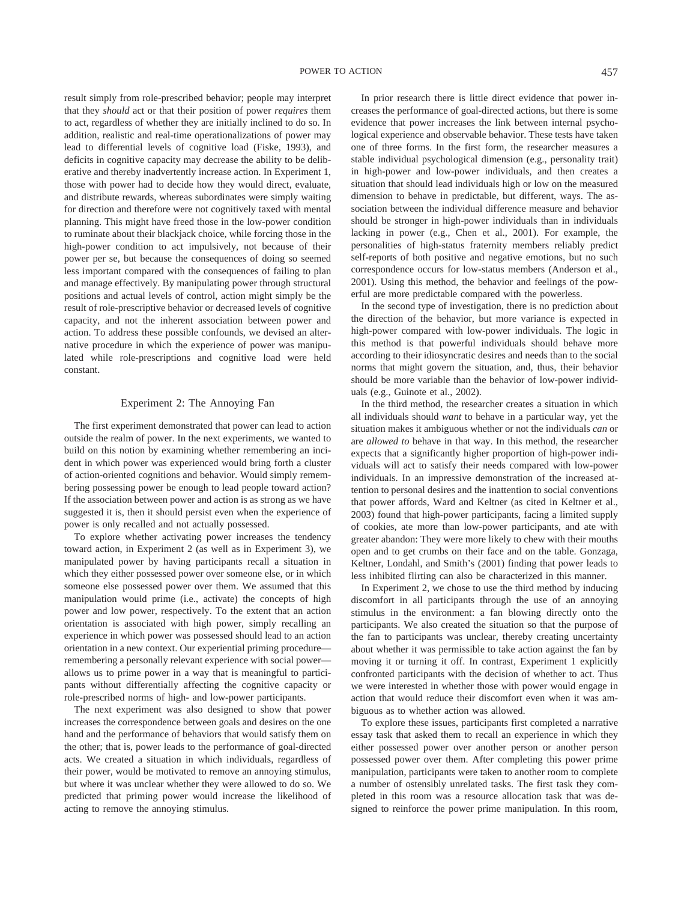result simply from role-prescribed behavior; people may interpret that they *should* act or that their position of power *requires* them to act, regardless of whether they are initially inclined to do so. In addition, realistic and real-time operationalizations of power may lead to differential levels of cognitive load (Fiske, 1993), and deficits in cognitive capacity may decrease the ability to be deliberative and thereby inadvertently increase action. In Experiment 1, those with power had to decide how they would direct, evaluate, and distribute rewards, whereas subordinates were simply waiting for direction and therefore were not cognitively taxed with mental planning. This might have freed those in the low-power condition to ruminate about their blackjack choice, while forcing those in the high-power condition to act impulsively, not because of their power per se, but because the consequences of doing so seemed less important compared with the consequences of failing to plan and manage effectively. By manipulating power through structural positions and actual levels of control, action might simply be the result of role-prescriptive behavior or decreased levels of cognitive capacity, and not the inherent association between power and action. To address these possible confounds, we devised an alternative procedure in which the experience of power was manipulated while role-prescriptions and cognitive load were held constant.

## Experiment 2: The Annoying Fan

The first experiment demonstrated that power can lead to action outside the realm of power. In the next experiments, we wanted to build on this notion by examining whether remembering an incident in which power was experienced would bring forth a cluster of action-oriented cognitions and behavior. Would simply remembering possessing power be enough to lead people toward action? If the association between power and action is as strong as we have suggested it is, then it should persist even when the experience of power is only recalled and not actually possessed.

To explore whether activating power increases the tendency toward action, in Experiment 2 (as well as in Experiment 3), we manipulated power by having participants recall a situation in which they either possessed power over someone else, or in which someone else possessed power over them. We assumed that this manipulation would prime (i.e., activate) the concepts of high power and low power, respectively. To the extent that an action orientation is associated with high power, simply recalling an experience in which power was possessed should lead to an action orientation in a new context. Our experiential priming procedure—remembering a personally relevant experience with social power—allows us to prime power in a way that is meaningful to participants without differentially affecting the cognitive capacity or role-prescribed norms of high- and low-power participants.

The next experiment was also designed to show that power increases the correspondence between goals and desires on the one hand and the performance of behaviors that would satisfy them on the other; that is, power leads to the performance of goal-directed acts. We created a situation in which individuals, regardless of their power, would be motivated to remove an annoying stimulus, but where it was unclear whether they were allowed to do so. We predicted that priming power would increase the likelihood of acting to remove the annoying stimulus.

In prior research there is little direct evidence that power increases the performance of goal-directed actions, but there is some evidence that power increases the link between internal psychological experience and observable behavior. These tests have taken one of three forms. In the first form, the researcher measures a stable individual psychological dimension (e.g., personality trait) in high-power and low-power individuals, and then creates a situation that should lead individuals high or low on the measured dimension to behave in predictable, but different, ways. The association between the individual difference measure and behavior should be stronger in high-power individuals than in individuals lacking in power (e.g., Chen et al., 2001). For example, the personalities of high-status fraternity members reliably predict self-reports of both positive and negative emotions, but no such correspondence occurs for low-status members (Anderson et al., 2001). Using this method, the behavior and feelings of the powerful are more predictable compared with the powerless.

In the second type of investigation, there is no prediction about the direction of the behavior, but more variance is expected in high-power compared with low-power individuals. The logic in this method is that powerful individuals should behave more according to their idiosyncratic desires and needs than to the social norms that might govern the situation, and, thus, their behavior should be more variable than the behavior of low-power individuals (e.g., Guinote et al., 2002).

In the third method, the researcher creates a situation in which all individuals should *want* to behave in a particular way, yet the situation makes it ambiguous whether or not the individuals *can* or are *allowed to* behave in that way. In this method, the researcher expects that a significantly higher proportion of high-power individuals will act to satisfy their needs compared with low-power individuals. In an impressive demonstration of the increased attention to personal desires and the inattention to social conventions that power affords, Ward and Keltner (as cited in Keltner et al., 2003) found that high-power participants, facing a limited supply of cookies, ate more than low-power participants, and ate with greater abandon: They were more likely to chew with their mouths open and to get crumbs on their face and on the table. Gonzaga, Keltner, Londahl, and Smith's (2001) finding that power leads to less inhibited flirting can also be characterized in this manner.

In Experiment 2, we chose to use the third method by inducing discomfort in all participants through the use of an annoying stimulus in the environment: a fan blowing directly onto the participants. We also created the situation so that the purpose of the fan to participants was unclear, thereby creating uncertainty about whether it was permissible to take action against the fan by moving it or turning it off. In contrast, Experiment 1 explicitly confronted participants with the decision of whether to act. Thus we were interested in whether those with power would engage in action that would reduce their discomfort even when it was ambiguous as to whether action was allowed.

To explore these issues, participants first completed a narrative essay task that asked them to recall an experience in which they either possessed power over another person or another person possessed power over them. After completing this power prime manipulation, participants were taken to another room to complete a number of ostensibly unrelated tasks. The first task they completed in this room was a resource allocation task that was designed to reinforce the power prime manipulation. In this room,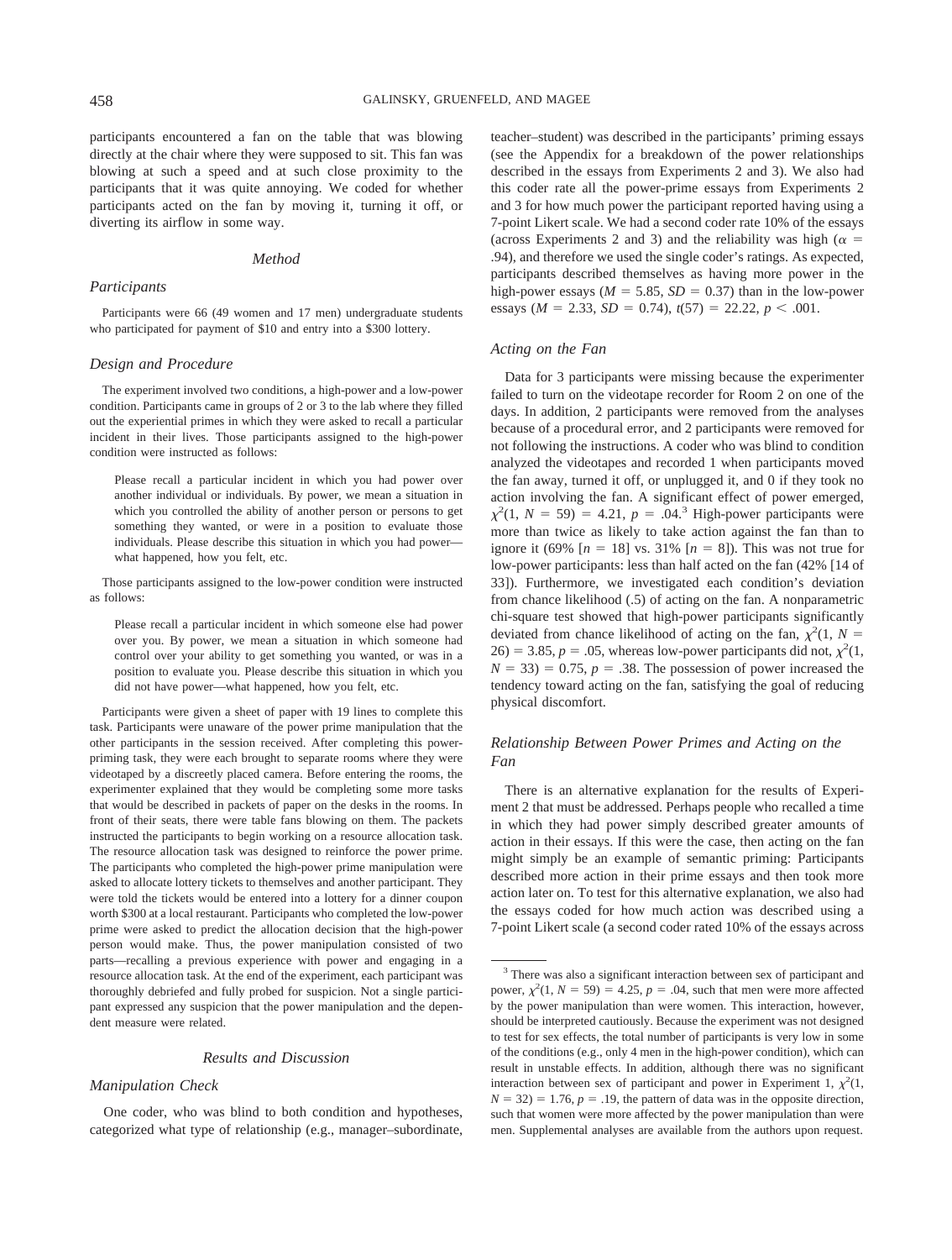participants encountered a fan on the table that was blowing directly at the chair where they were supposed to sit. This fan was blowing at such a speed and at such close proximity to the participants that it was quite annoying. We coded for whether participants acted on the fan by moving it, turning it off, or diverting its airflow in some way.

### Method

#### Participants

Participants were 66 (49 women and 17 men) undergraduate students who participated for payment of $10 and entry into a $300 lottery.

#### Design and Procedure

The experiment involved two conditions, a high-power and a low-power condition. Participants came in groups of 2 or 3 to the lab where they filled out the experiential primes in which they were asked to recall a particular incident in their lives. Those participants assigned to the high-power condition were instructed as follows:

> Please recall a particular incident in which you had power over another individual or individuals. By power, we mean a situation in which you controlled the ability of another person or persons to get something they wanted, or were in a position to evaluate those individuals. Please describe this situation in which you had power—what happened, how you felt, etc.

Those participants assigned to the low-power condition were instructed as follows:

> Please recall a particular incident in which someone else had power over you. By power, we mean a situation in which someone had control over your ability to get something you wanted, or was in a position to evaluate you. Please describe this situation in which you did not have power—what happened, how you felt, etc.

Participants were given a sheet of paper with 19 lines to complete this task. Participants were unaware of the power prime manipulation that the other participants in the session received. After completing this power-priming task, they were each brought to separate rooms where they were videotaped by a discreetly placed camera. Before entering the rooms, the experimenter explained that they would be completing some more tasks that would be described in packets of paper on the desks in the rooms. In front of their seats, there were table fans blowing on them. The packets instructed the participants to begin working on a resource allocation task. The resource allocation task was designed to reinforce the power prime. The participants who completed the high-power prime manipulation were asked to allocate lottery tickets to themselves and another participant. They were told the tickets would be entered into a lottery for a dinner coupon worth $300 at a local restaurant. Participants who completed the low-power prime were asked to predict the allocation decision that the high-power person would make. Thus, the power manipulation consisted of two parts—recalling a previous experience with power and engaging in a resource allocation task. At the end of the experiment, each participant was thoroughly debriefed and fully probed for suspicion. Not a single participant expressed any suspicion that the power manipulation and the dependent measure were related.

### Results and Discussion

#### Manipulation Check

One coder, who was blind to both condition and hypotheses, categorized what type of relationship (e.g., manager–subordinate, teacher–student) was described in the participants' priming essays (see the Appendix for a breakdown of the power relationships described in the essays from Experiments 2 and 3). We also had this coder rate all the power-prime essays from Experiments 2 and 3 for how much power the participant reported having using a 7-point Likert scale. We had a second coder rate 10% of the essays (across Experiments 2 and 3) and the reliability was high ($\alpha$ = .94), and therefore we used the single coder's ratings. As expected, participants described themselves as having more power in the high-power essays ($M$ = 5.85, $SD$ = 0.37) than in the low-power essays ($M$ = 2.33, $SD$ = 0.74), $t(57)$ = 22.22, $p$ < .001.

#### Acting on the Fan

Data for 3 participants were missing because the experimenter failed to turn on the videotape recorder for Room 2 on one of the days. In addition, 2 participants were removed from the analyses because of a procedural error, and 2 participants were removed for not following the instructions. A coder who was blind to condition analyzed the videotapes and recorded 1 when participants moved the fan away, turned it off, or unplugged it, and 0 if they took no action involving the fan. A significant effect of power emerged, $\chi^2(1, N = 59) = 4.21$, $p$ = .04.[3] High-power participants were more than twice as likely to take action against the fan than to ignore it (69% [$n$ = 18] vs. 31% [$n$ = 8]). This was not true for low-power participants: less than half acted on the fan (42% [14 of 33]). Furthermore, we investigated each condition's deviation from chance likelihood (.5) of acting on the fan. A nonparametric chi-square test showed that high-power participants significantly deviated from chance likelihood of acting on the fan, $\chi^2(1, N = 26) = 3.85$, $p$ = .05, whereas low-power participants did not, $\chi^2(1, N = 33) = 0.75$, $p$ = .38. The possession of power increased the tendency toward acting on the fan, satisfying the goal of reducing physical discomfort.

#### Relationship Between Power Primes and Acting on the Fan

There is an alternative explanation for the results of Experiment 2 that must be addressed. Perhaps people who recalled a time in which they had power simply described greater amounts of action in their essays. If this were the case, then acting on the fan might simply be an example of semantic priming: Participants described more action in their prime essays and then took more action later on. To test for this alternative explanation, we also had the essays coded for how much action was described using a 7-point Likert scale (a second coder rated 10% of the essays across

---

[3] There was also a significant interaction between sex of participant and power, $\chi^2(1, N = 59) = 4.25$, $p$ = .04, such that men were more affected by the power manipulation than were women. This interaction, however, should be interpreted cautiously. Because the experiment was not designed to test for sex effects, the total number of participants is very low in some of the conditions (e.g., only 4 men in the high-power condition), which can result in unstable effects. In addition, although there was no significant interaction between sex of participant and power in Experiment 1, $\chi^2(1, N = 32) = 1.76$, $p$ = .19, the pattern of data was in the opposite direction, such that women were more affected by the power manipulation than were men. Supplemental analyses are available from the authors upon request.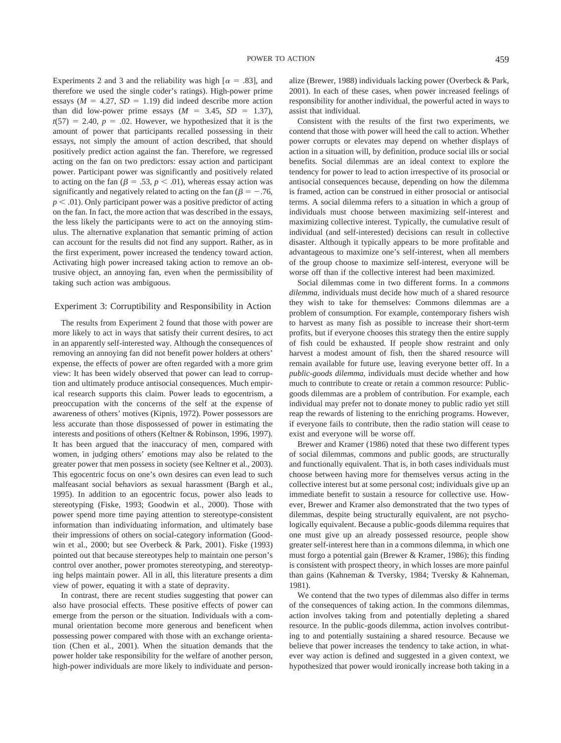Experiments 2 and 3 and the reliability was high [$\alpha = .83$], and therefore we used the single coder's ratings). High-power prime essays ($M = 4.27$, $SD = 1.19$) did indeed describe more action than did low-power prime essays ($M = 3.45$, $SD = 1.37$), $t(57) = 2.40$, $p = .02$. However, we hypothesized that it is the amount of power that participants recalled possessing in their essays, not simply the amount of action described, that should positively predict action against the fan. Therefore, we regressed acting on the fan on two predictors: essay action and participant power. Participant power was significantly and positively related to acting on the fan ($\beta = .53$, $p < .01$), whereas essay action was significantly and negatively related to acting on the fan ($\beta = -.76$, $p < .01$). Only participant power was a positive predictor of acting on the fan. In fact, the more action that was described in the essays, the less likely the participants were to act on the annoying stimulus. The alternative explanation that semantic priming of action can account for the results did not find any support. Rather, as in the first experiment, power increased the tendency toward action. Activating high power increased taking action to remove an obtrusive object, an annoying fan, even when the permissibility of taking such action was ambiguous.

## Experiment 3: Corruptibility and Responsibility in Action

The results from Experiment 2 found that those with power are more likely to act in ways that satisfy their current desires, to act in an apparently self-interested way. Although the consequences of removing an annoying fan did not benefit power holders at others' expense, the effects of power are often regarded with a more grim view: It has been widely observed that power can lead to corruption and ultimately produce antisocial consequences. Much empirical research supports this claim. Power leads to egocentrism, a preoccupation with the concerns of the self at the expense of awareness of others' motives (Kipnis, 1972). Power possessors are less accurate than those dispossessed of power in estimating the interests and positions of others (Keltner & Robinson, 1996, 1997). It has been argued that the inaccuracy of men, compared with women, in judging others' emotions may also be related to the greater power that men possess in society (see Keltner et al., 2003). This egocentric focus on one's own desires can even lead to such malfeasant social behaviors as sexual harassment (Bargh et al., 1995). In addition to an egocentric focus, power also leads to stereotyping (Fiske, 1993; Goodwin et al., 2000). Those with power spend more time paying attention to stereotype-consistent information than individuating information, and ultimately base their impressions of others on social-category information (Goodwin et al., 2000; but see Overbeck & Park, 2001). Fiske (1993) pointed out that because stereotypes help to maintain one person's control over another, power promotes stereotyping, and stereotyping helps maintain power. All in all, this literature presents a dim view of power, equating it with a state of depravity.

In contrast, there are recent studies suggesting that power can also have prosocial effects. These positive effects of power can emerge from the person or the situation. Individuals with a communal orientation become more generous and beneficent when possessing power compared with those with an exchange orientation (Chen et al., 2001). When the situation demands that the power holder take responsibility for the welfare of another person, high-power individuals are more likely to individuate and personalize (Brewer, 1988) individuals lacking power (Overbeck & Park, 2001). In each of these cases, when power increased feelings of responsibility for another individual, the powerful acted in ways to assist that individual.

Consistent with the results of the first two experiments, we contend that those with power will heed the call to action. Whether power corrupts or elevates may depend on whether displays of action in a situation will, by definition, produce social ills or social benefits. Social dilemmas are an ideal context to explore the tendency for power to lead to action irrespective of its prosocial or antisocial consequences because, depending on how the dilemma is framed, action can be construed in either prosocial or antisocial terms. A social dilemma refers to a situation in which a group of individuals must choose between maximizing self-interest and maximizing collective interest. Typically, the cumulative result of individual (and self-interested) decisions can result in collective disaster. Although it typically appears to be more profitable and advantageous to maximize one's self-interest, when all members of the group choose to maximize self-interest, everyone will be worse off than if the collective interest had been maximized.

Social dilemmas come in two different forms. In a *commons dilemma*, individuals must decide how much of a shared resource they wish to take for themselves: Commons dilemmas are a problem of consumption. For example, contemporary fishers wish to harvest as many fish as possible to increase their short-term profits, but if everyone chooses this strategy then the entire supply of fish could be exhausted. If people show restraint and only harvest a modest amount of fish, then the shared resource will remain available for future use, leaving everyone better off. In a *public-goods dilemma*, individuals must decide whether and how much to contribute to create or retain a common resource: Public-goods dilemmas are a problem of contribution. For example, each individual may prefer not to donate money to public radio yet still reap the rewards of listening to the enriching programs. However, if everyone fails to contribute, then the radio station will cease to exist and everyone will be worse off.

Brewer and Kramer (1986) noted that these two different types of social dilemmas, commons and public goods, are structurally and functionally equivalent. That is, in both cases individuals must choose between having more for themselves versus acting in the collective interest but at some personal cost; individuals give up an immediate benefit to sustain a resource for collective use. However, Brewer and Kramer also demonstrated that the two types of dilemmas, despite being structurally equivalent, are not psychologically equivalent. Because a public-goods dilemma requires that one must give up an already possessed resource, people show greater self-interest here than in a commons dilemma, in which one must forgo a potential gain (Brewer & Kramer, 1986); this finding is consistent with prospect theory, in which losses are more painful than gains (Kahneman & Tversky, 1984; Tversky & Kahneman, 1981).

We contend that the two types of dilemmas also differ in terms of the consequences of taking action. In the commons dilemmas, action involves taking from and potentially depleting a shared resource. In the public-goods dilemma, action involves contributing to and potentially sustaining a shared resource. Because we believe that power increases the tendency to take action, in whatever way action is defined and suggested in a given context, we hypothesized that power would ironically increase both taking in a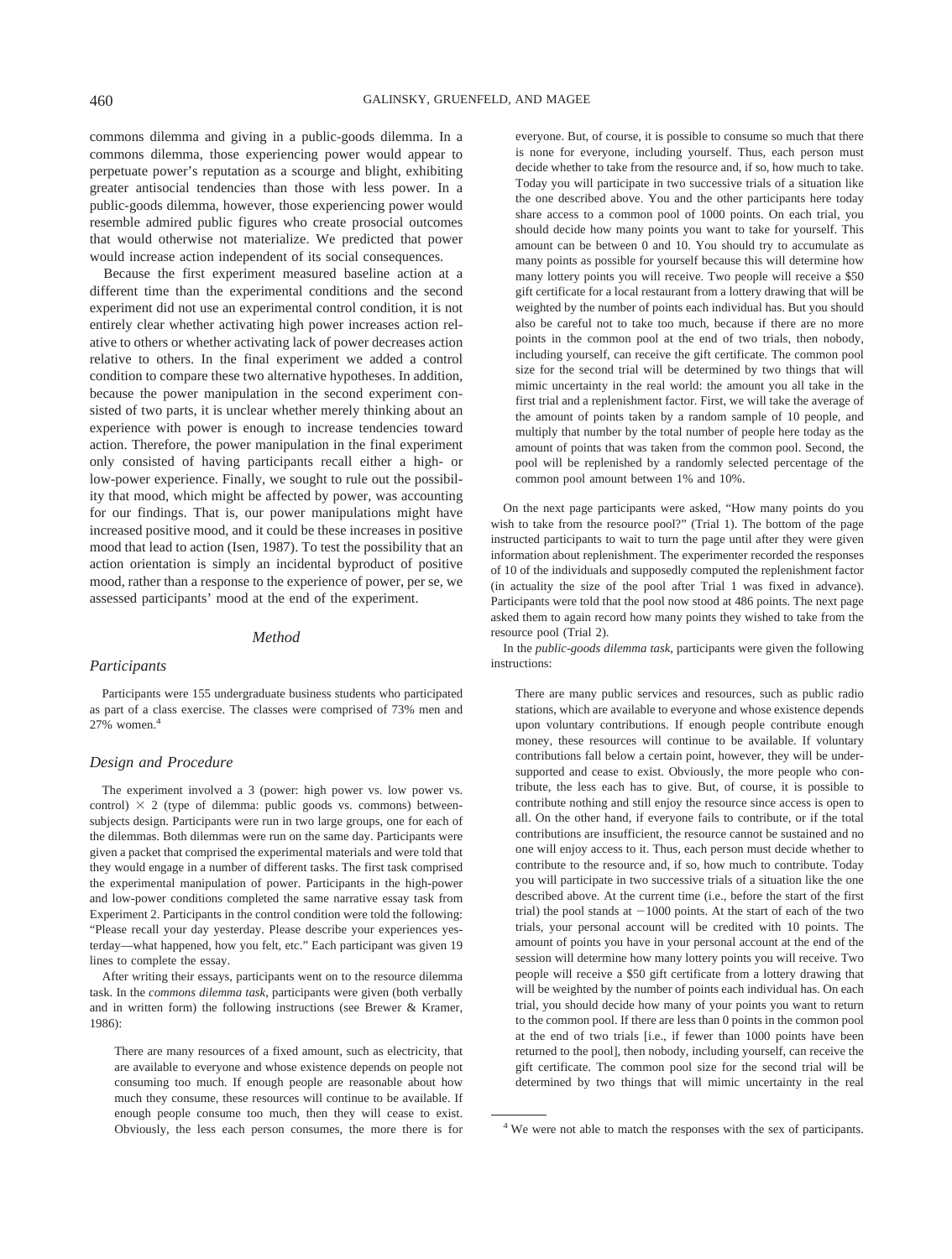commons dilemma and giving in a public-goods dilemma. In a commons dilemma, those experiencing power would appear to perpetuate power's reputation as a scourge and blight, exhibiting greater antisocial tendencies than those with less power. In a public-goods dilemma, however, those experiencing power would resemble admired public figures who create prosocial outcomes that would otherwise not materialize. We predicted that power would increase action independent of its social consequences.

Because the first experiment measured baseline action at a different time than the experimental conditions and the second experiment did not use an experimental control condition, it is not entirely clear whether activating high power increases action relative to others or whether activating lack of power decreases action relative to others. In the final experiment we added a control condition to compare these two alternative hypotheses. In addition, because the power manipulation in the second experiment consisted of two parts, it is unclear whether merely thinking about an experience with power is enough to increase tendencies toward action. Therefore, the power manipulation in the final experiment only consisted of having participants recall either a high- or low-power experience. Finally, we sought to rule out the possibility that mood, which might be affected by power, was accounting for our findings. That is, our power manipulations might have increased positive mood, and it could be these increases in positive mood that lead to action (Isen, 1987). To test the possibility that an action orientation is simply an incidental byproduct of positive mood, rather than a response to the experience of power, per se, we assessed participants' mood at the end of the experiment.

## Method

### Participants

Participants were 155 undergraduate business students who participated as part of a class exercise. The classes were comprised of 73% men and 27% women.[4]

### Design and Procedure

The experiment involved a 3 (power: high power vs. low power vs. control) × 2 (type of dilemma: public goods vs. commons) between-subjects design. Participants were run in two large groups, one for each of the dilemmas. Both dilemmas were run on the same day. Participants were given a packet that comprised the experimental materials and were told that they would engage in a number of different tasks. The first task comprised the experimental manipulation of power. Participants in the high-power and low-power conditions completed the same narrative essay task from Experiment 2. Participants in the control condition were told the following: "Please recall your day yesterday. Please describe your experiences yesterday—what happened, how you felt, etc." Each participant was given 19 lines to complete the essay.

After writing their essays, participants went on to the resource dilemma task. In the *commons dilemma task*, participants were given (both verbally and in written form) the following instructions (see Brewer & Kramer, 1986):

> There are many resources of a fixed amount, such as electricity, that are available to everyone and whose existence depends on people not consuming too much. If enough people are reasonable about how much they consume, these resources will continue to be available. If enough people consume too much, then they will cease to exist. Obviously, the less each person consumes, the more there is for everyone. But, of course, it is possible to consume so much that there is none for everyone, including yourself. Thus, each person must decide whether to take from the resource and, if so, how much to take. Today you will participate in two successive trials of a situation like the one described above. You and the other participants here today share access to a common pool of 1000 points. On each trial, you should decide how many points you want to take for yourself. This amount can be between 0 and 10. You should try to accumulate as many points as possible for yourself because this will determine how many lottery points you will receive. Two people will receive a $50 gift certificate for a local restaurant from a lottery drawing that will be weighted by the number of points each individual has. But you should also be careful not to take too much, because if there are no more points in the common pool at the end of two trials, then nobody, including yourself, can receive the gift certificate. The common pool size for the second trial will be determined by two things that will mimic uncertainty in the real world: the amount you all take in the first trial and a replenishment factor. First, we will take the average of the amount of points taken by a random sample of 10 people, and multiply that number by the total number of people here today as the amount of points that was taken from the common pool. Second, the pool will be replenished by a randomly selected percentage of the common pool amount between 1% and 10%.

On the next page participants were asked, "How many points do you wish to take from the resource pool?" (Trial 1). The bottom of the page instructed participants to wait to turn the page until after they were given information about replenishment. The experimenter recorded the responses of 10 of the individuals and supposedly computed the replenishment factor (in actuality the size of the pool after Trial 1 was fixed in advance). Participants were told that the pool now stood at 486 points. The next page asked them to again record how many points they wished to take from the resource pool (Trial 2).

In the *public-goods dilemma task*, participants were given the following instructions:

> There are many public services and resources, such as public radio stations, which are available to everyone and whose existence depends upon voluntary contributions. If enough people contribute enough money, these resources will continue to be available. If voluntary contributions fall below a certain point, however, they will be undersupported and cease to exist. Obviously, the more people who contribute, the less each has to give. But, of course, it is possible to contribute nothing and still enjoy the resource since access is open to all. On the other hand, if everyone fails to contribute, or if the total contributions are insufficient, the resource cannot be sustained and no one will enjoy access to it. Thus, each person must decide whether to contribute to the resource and, if so, how much to contribute. Today you will participate in two successive trials of a situation like the one described above. At the current time (i.e., before the start of the first trial) the pool stands at −1000 points. At the start of each of the two trials, your personal account will be credited with 10 points. The amount of points you have in your personal account at the end of the session will determine how many lottery points you will receive. Two people will receive a $50 gift certificate from a lottery drawing that will be weighted by the number of points each individual has. On each trial, you should decide how many of your points you want to return to the common pool. If there are less than 0 points in the common pool at the end of two trials [i.e., if fewer than 1000 points have been returned to the pool], then nobody, including yourself, can receive the gift certificate. The common pool size for the second trial will be determined by two things that will mimic uncertainty in the real

[4] We were not able to match the responses with the sex of participants.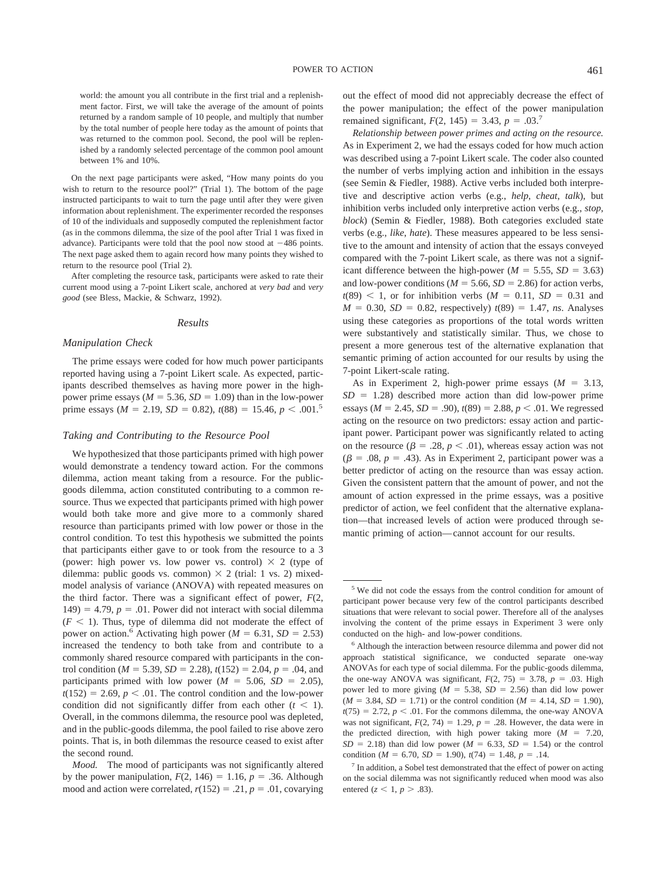world: the amount you all contribute in the first trial and a replenishment factor. First, we will take the average of the amount of points returned by a random sample of 10 people, and multiply that number by the total number of people here today as the amount of points that was returned to the common pool. Second, the pool will be replenished by a randomly selected percentage of the common pool amount between 1% and 10%.

On the next page participants were asked, "How many points do you wish to return to the resource pool?" (Trial 1). The bottom of the page instructed participants to wait to turn the page until after they were given information about replenishment. The experimenter recorded the responses of 10 of the individuals and supposedly computed the replenishment factor (as in the commons dilemma, the size of the pool after Trial 1 was fixed in advance). Participants were told that the pool now stood at −486 points. The next page asked them to again record how many points they wished to return to the resource pool (Trial 2).

After completing the resource task, participants were asked to rate their current mood using a 7-point Likert scale, anchored at *very bad* and *very good* (see Bless, Mackie, & Schwarz, 1992).

### Results

#### Manipulation Check

The prime essays were coded for how much power participants reported having using a 7-point Likert scale. As expected, participants described themselves as having more power in the high-power prime essays ($M = 5.36$, $SD = 1.09$) than in the low-power prime essays ($M = 2.19$, $SD = 0.82$), $t(88) = 15.46$, $p < .001$.[5]

#### Taking and Contributing to the Resource Pool

We hypothesized that those participants primed with high power would demonstrate a tendency toward action. For the commons dilemma, action meant taking from a resource. For the public-goods dilemma, action constituted contributing to a common resource. Thus we expected that participants primed with high power would both take more and give more to a commonly shared resource than participants primed with low power or those in the control condition. To test this hypothesis we submitted the points that participants either gave to or took from the resource to a 3 (power: high power vs. low power vs. control) × 2 (type of dilemma: public goods vs. common) × 2 (trial: 1 vs. 2) mixed-model analysis of variance (ANOVA) with repeated measures on the third factor. There was a significant effect of power, $F(2, 149) = 4.79$, $p = .01$. Power did not interact with social dilemma ($F < 1$). Thus, type of dilemma did not moderate the effect of power on action.[6] Activating high power ($M = 6.31$, $SD = 2.53$) increased the tendency to both take from and contribute to a commonly shared resource compared with participants in the control condition ($M = 5.39$, $SD = 2.28$), $t(152) = 2.04$, $p = .04$, and participants primed with low power ($M = 5.06$, $SD = 2.05$), $t(152) = 2.69$, $p < .01$. The control condition and the low-power condition did not significantly differ from each other ($t < 1$). Overall, in the commons dilemma, the resource pool was depleted, and in the public-goods dilemma, the pool failed to rise above zero points. That is, in both dilemmas the resource ceased to exist after the second round.

*Mood.* The mood of participants was not significantly altered by the power manipulation, $F(2, 146) = 1.16$, $p = .36$. Although mood and action were correlated, $r(152) = .21$, $p = .01$, covarying out the effect of mood did not appreciably decrease the effect of the power manipulation; the effect of the power manipulation remained significant, $F(2, 145) = 3.43$, $p = .03$.[7]

*Relationship between power primes and acting on the resource.* As in Experiment 2, we had the essays coded for how much action was described using a 7-point Likert scale. The coder also counted the number of verbs implying action and inhibition in the essays (see Semin & Fiedler, 1988). Active verbs included both interpretive and descriptive action verbs (e.g., *help*, *cheat*, *talk*), but inhibition verbs included only interpretive action verbs (e.g., *stop*, *block*) (Semin & Fiedler, 1988). Both categories excluded state verbs (e.g., *like*, *hate*). These measures appeared to be less sensitive to the amount and intensity of action that the essays conveyed compared with the 7-point Likert scale, as there was not a significant difference between the high-power ($M = 5.55$, $SD = 3.63$) and low-power conditions ($M = 5.66$, $SD = 2.86$) for action verbs, $t(89) < 1$, or for inhibition verbs ($M = 0.11$, $SD = 0.31$ and $M = 0.30$, $SD = 0.82$, respectively) $t(89) = 1.47$, *ns*. Analyses using these categories as proportions of the total words written were substantively and statistically similar. Thus, we chose to present a more generous test of the alternative explanation that semantic priming of action accounted for our results by using the 7-point Likert-scale rating.

As in Experiment 2, high-power prime essays ($M = 3.13$, $SD = 1.28$) described more action than did low-power prime essays ($M = 2.45$, $SD = .90$), $t(89) = 2.88$, $p < .01$. We regressed acting on the resource on two predictors: essay action and participant power. Participant power was significantly related to acting on the resource ($\beta = .28$, $p < .01$), whereas essay action was not ($\beta = .08$, $p = .43$). As in Experiment 2, participant power was a better predictor of acting on the resource than was essay action. Given the consistent pattern that the amount of power, and not the amount of action expressed in the prime essays, was a positive predictor of action, we feel confident that the alternative explanation—that increased levels of action were produced through semantic priming of action—cannot account for our results.

---

[5] We did not code the essays from the control condition for amount of participant power because very few of the control participants described situations that were relevant to social power. Therefore all of the analyses involving the content of the prime essays in Experiment 3 were only conducted on the high- and low-power conditions.

[6] Although the interaction between resource dilemma and power did not approach statistical significance, we conducted separate one-way ANOVAs for each type of social dilemma. For the public-goods dilemma, the one-way ANOVA was significant, $F(2, 75) = 3.78$, $p = .03$. High power led to more giving ($M = 5.38$, $SD = 2.56$) than did low power ($M = 3.84$, $SD = 1.71$) or the control condition ($M = 4.14$, $SD = 1.90$), $t(75) = 2.72$, $p < .01$. For the commons dilemma, the one-way ANOVA was not significant, $F(2, 74) = 1.29$, $p = .28$. However, the data were in the predicted direction, with high power taking more ($M = 7.20$, $SD = 2.18$) than did low power ($M = 6.33$, $SD = 1.54$) or the control condition ($M = 6.70$, $SD = 1.90$), $t(74) = 1.48$, $p = .14$.

[7] In addition, a Sobel test demonstrated that the effect of power on acting on the social dilemma was not significantly reduced when mood was also entered ($z < 1$, $p > .83$).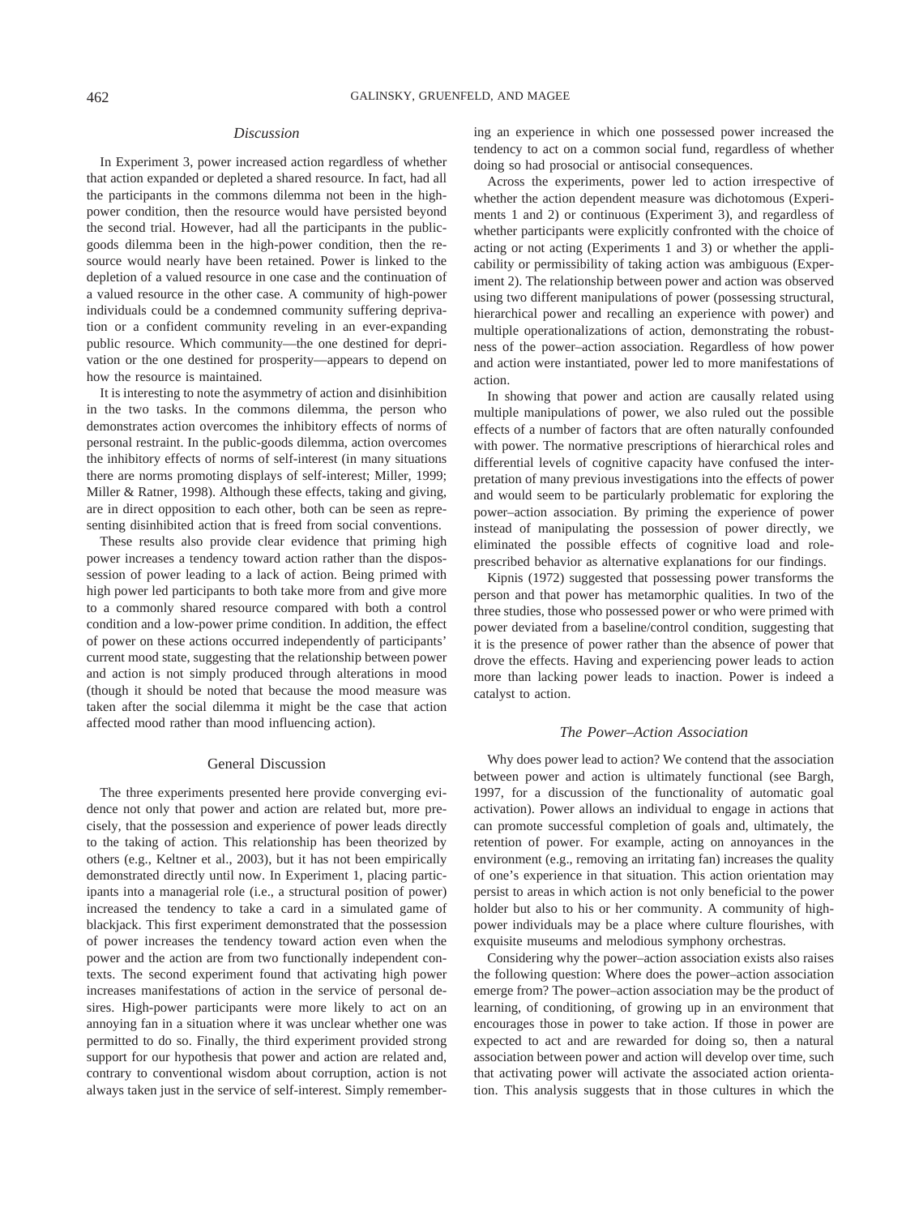### Discussion

In Experiment 3, power increased action regardless of whether that action expanded or depleted a shared resource. In fact, had all the participants in the commons dilemma not been in the high-power condition, then the resource would have persisted beyond the second trial. However, had all the participants in the public-goods dilemma been in the high-power condition, then the resource would nearly have been retained. Power is linked to the depletion of a valued resource in one case and the continuation of a valued resource in the other case. A community of high-power individuals could be a condemned community suffering deprivation or a confident community reveling in an ever-expanding public resource. Which community—the one destined for deprivation or the one destined for prosperity—appears to depend on how the resource is maintained.

It is interesting to note the asymmetry of action and disinhibition in the two tasks. In the commons dilemma, the person who demonstrates action overcomes the inhibitory effects of norms of personal restraint. In the public-goods dilemma, action overcomes the inhibitory effects of norms of self-interest (in many situations there are norms promoting displays of self-interest; Miller, 1999; Miller & Ratner, 1998). Although these effects, taking and giving, are in direct opposition to each other, both can be seen as representing disinhibited action that is freed from social conventions.

These results also provide clear evidence that priming high power increases a tendency toward action rather than the dispossession of power leading to a lack of action. Being primed with high power led participants to both take more from and give more to a commonly shared resource compared with both a control condition and a low-power prime condition. In addition, the effect of power on these actions occurred independently of participants' current mood state, suggesting that the relationship between power and action is not simply produced through alterations in mood (though it should be noted that because the mood measure was taken after the social dilemma it might be the case that action affected mood rather than mood influencing action).

## General Discussion

The three experiments presented here provide converging evidence not only that power and action are related but, more precisely, that the possession and experience of power leads directly to the taking of action. This relationship has been theorized by others (e.g., Keltner et al., 2003), but it has not been empirically demonstrated directly until now. In Experiment 1, placing participants into a managerial role (i.e., a structural position of power) increased the tendency to take a card in a simulated game of blackjack. This first experiment demonstrated that the possession of power increases the tendency toward action even when the power and the action are from two functionally independent contexts. The second experiment found that activating high power increases manifestations of action in the service of personal desires. High-power participants were more likely to act on an annoying fan in a situation where it was unclear whether one was permitted to do so. Finally, the third experiment provided strong support for our hypothesis that power and action are related and, contrary to conventional wisdom about corruption, action is not always taken just in the service of self-interest. Simply remembering an experience in which one possessed power increased the tendency to act on a common social fund, regardless of whether doing so had prosocial or antisocial consequences.

Across the experiments, power led to action irrespective of whether the action dependent measure was dichotomous (Experiments 1 and 2) or continuous (Experiment 3), and regardless of whether participants were explicitly confronted with the choice of acting or not acting (Experiments 1 and 3) or whether the applicability or permissibility of taking action was ambiguous (Experiment 2). The relationship between power and action was observed using two different manipulations of power (possessing structural, hierarchical power and recalling an experience with power) and multiple operationalizations of action, demonstrating the robustness of the power–action association. Regardless of how power and action were instantiated, power led to more manifestations of action.

In showing that power and action are causally related using multiple manipulations of power, we also ruled out the possible effects of a number of factors that are often naturally confounded with power. The normative prescriptions of hierarchical roles and differential levels of cognitive capacity have confused the interpretation of many previous investigations into the effects of power and would seem to be particularly problematic for exploring the power–action association. By priming the experience of power instead of manipulating the possession of power directly, we eliminated the possible effects of cognitive load and role-prescribed behavior as alternative explanations for our findings.

Kipnis (1972) suggested that possessing power transforms the person and that power has metamorphic qualities. In two of the three studies, those who possessed power or who were primed with power deviated from a baseline/control condition, suggesting that it is the presence of power rather than the absence of power that drove the effects. Having and experiencing power leads to action more than lacking power leads to inaction. Power is indeed a catalyst to action.

### The Power–Action Association

Why does power lead to action? We contend that the association between power and action is ultimately functional (see Bargh, 1997, for a discussion of the functionality of automatic goal activation). Power allows an individual to engage in actions that can promote successful completion of goals and, ultimately, the retention of power. For example, acting on annoyances in the environment (e.g., removing an irritating fan) increases the quality of one's experience in that situation. This action orientation may persist to areas in which action is not only beneficial to the power holder but also to his or her community. A community of high-power individuals may be a place where culture flourishes, with exquisite museums and melodious symphony orchestras.

Considering why the power–action association exists also raises the following question: Where does the power–action association emerge from? The power–action association may be the product of learning, of conditioning, of growing up in an environment that encourages those in power to take action. If those in power are expected to act and are rewarded for doing so, then a natural association between power and action will develop over time, such that activating power will activate the associated action orientation. This analysis suggests that in those cultures in which the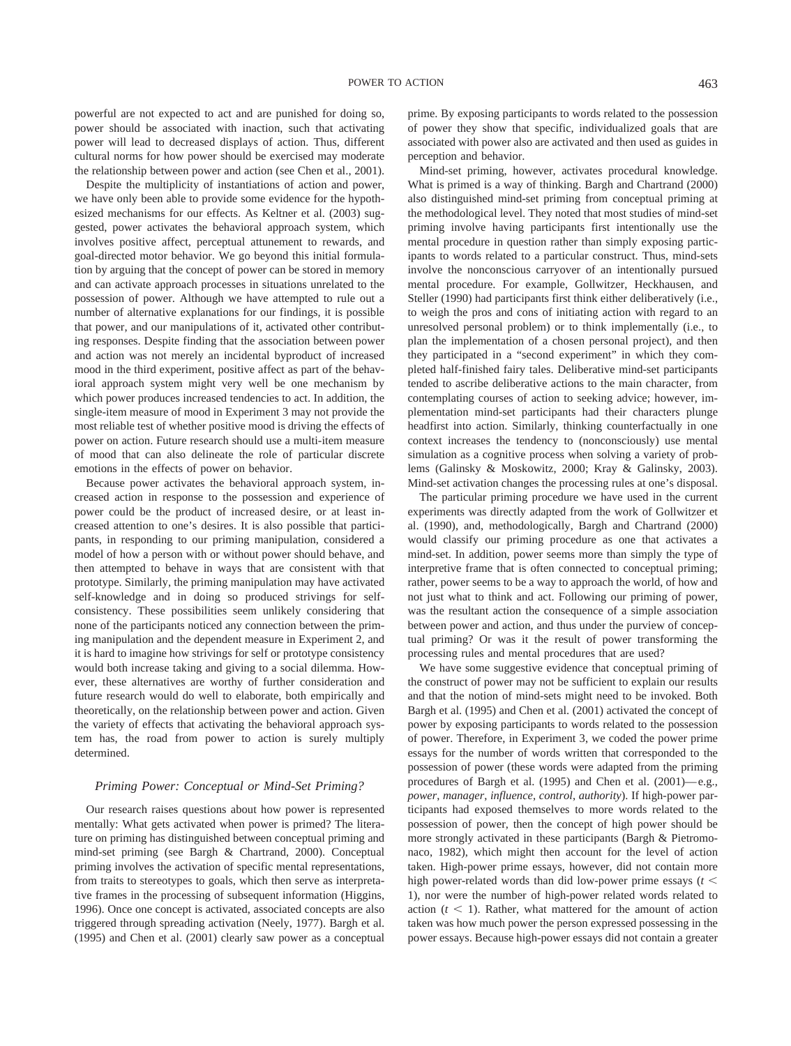powerful are not expected to act and are punished for doing so, power should be associated with inaction, such that activating power will lead to decreased displays of action. Thus, different cultural norms for how power should be exercised may moderate the relationship between power and action (see Chen et al., 2001).

Despite the multiplicity of instantiations of action and power, we have only been able to provide some evidence for the hypothesized mechanisms for our effects. As Keltner et al. (2003) suggested, power activates the behavioral approach system, which involves positive affect, perceptual attunement to rewards, and goal-directed motor behavior. We go beyond this initial formulation by arguing that the concept of power can be stored in memory and can activate approach processes in situations unrelated to the possession of power. Although we have attempted to rule out a number of alternative explanations for our findings, it is possible that power, and our manipulations of it, activated other contributing responses. Despite finding that the association between power and action was not merely an incidental byproduct of increased mood in the third experiment, positive affect as part of the behavioral approach system might very well be one mechanism by which power produces increased tendencies to act. In addition, the single-item measure of mood in Experiment 3 may not provide the most reliable test of whether positive mood is driving the effects of power on action. Future research should use a multi-item measure of mood that can also delineate the role of particular discrete emotions in the effects of power on behavior.

Because power activates the behavioral approach system, increased action in response to the possession and experience of power could be the product of increased desire, or at least increased attention to one's desires. It is also possible that participants, in responding to our priming manipulation, considered a model of how a person with or without power should behave, and then attempted to behave in ways that are consistent with that prototype. Similarly, the priming manipulation may have activated self-knowledge and in doing so produced strivings for self-consistency. These possibilities seem unlikely considering that none of the participants noticed any connection between the priming manipulation and the dependent measure in Experiment 2, and it is hard to imagine how strivings for self or prototype consistency would both increase taking and giving to a social dilemma. However, these alternatives are worthy of further consideration and future research would do well to elaborate, both empirically and theoretically, on the relationship between power and action. Given the variety of effects that activating the behavioral approach system has, the road from power to action is surely multiply determined.

### *Priming Power: Conceptual or Mind-Set Priming?*

Our research raises questions about how power is represented mentally: What gets activated when power is primed? The literature on priming has distinguished between conceptual priming and mind-set priming (see Bargh & Chartrand, 2000). Conceptual priming involves the activation of specific mental representations, from traits to stereotypes to goals, which then serve as interpretative frames in the processing of subsequent information (Higgins, 1996). Once one concept is activated, associated concepts are also triggered through spreading activation (Neely, 1977). Bargh et al. (1995) and Chen et al. (2001) clearly saw power as a conceptual prime. By exposing participants to words related to the possession of power they show that specific, individualized goals that are associated with power also are activated and then used as guides in perception and behavior.

Mind-set priming, however, activates procedural knowledge. What is primed is a way of thinking. Bargh and Chartrand (2000) also distinguished mind-set priming from conceptual priming at the methodological level. They noted that most studies of mind-set priming involve having participants first intentionally use the mental procedure in question rather than simply exposing participants to words related to a particular construct. Thus, mind-sets involve the nonconscious carryover of an intentionally pursued mental procedure. For example, Gollwitzer, Heckhausen, and Steller (1990) had participants first think either deliberatively (i.e., to weigh the pros and cons of initiating action with regard to an unresolved personal problem) or to think implementally (i.e., to plan the implementation of a chosen personal project), and then they participated in a "second experiment" in which they completed half-finished fairy tales. Deliberative mind-set participants tended to ascribe deliberative actions to the main character, from contemplating courses of action to seeking advice; however, implementation mind-set participants had their characters plunge headfirst into action. Similarly, thinking counterfactually in one context increases the tendency to (nonconsciously) use mental simulation as a cognitive process when solving a variety of problems (Galinsky & Moskowitz, 2000; Kray & Galinsky, 2003). Mind-set activation changes the processing rules at one's disposal.

The particular priming procedure we have used in the current experiments was directly adapted from the work of Gollwitzer et al. (1990), and, methodologically, Bargh and Chartrand (2000) would classify our priming procedure as one that activates a mind-set. In addition, power seems more than simply the type of interpretive frame that is often connected to conceptual priming; rather, power seems to be a way to approach the world, of how and not just what to think and act. Following our priming of power, was the resultant action the consequence of a simple association between power and action, and thus under the purview of conceptual priming? Or was it the result of power transforming the processing rules and mental procedures that are used?

We have some suggestive evidence that conceptual priming of the construct of power may not be sufficient to explain our results and that the notion of mind-sets might need to be invoked. Both Bargh et al. (1995) and Chen et al. (2001) activated the concept of power by exposing participants to words related to the possession of power. Therefore, in Experiment 3, we coded the power prime essays for the number of words written that corresponded to the possession of power (these words were adapted from the priming procedures of Bargh et al. (1995) and Chen et al. (2001)—e.g., *power*, *manager*, *influence*, *control*, *authority*). If high-power participants had exposed themselves to more words related to the possession of power, then the concept of high power should be more strongly activated in these participants (Bargh & Pietromonaco, 1982), which might then account for the level of action taken. High-power prime essays, however, did not contain more high power-related words than did low-power prime essays ($t < 1$), nor were the number of high-power related words related to action ($t < 1$). Rather, what mattered for the amount of action taken was how much power the person expressed possessing in the power essays. Because high-power essays did not contain a greater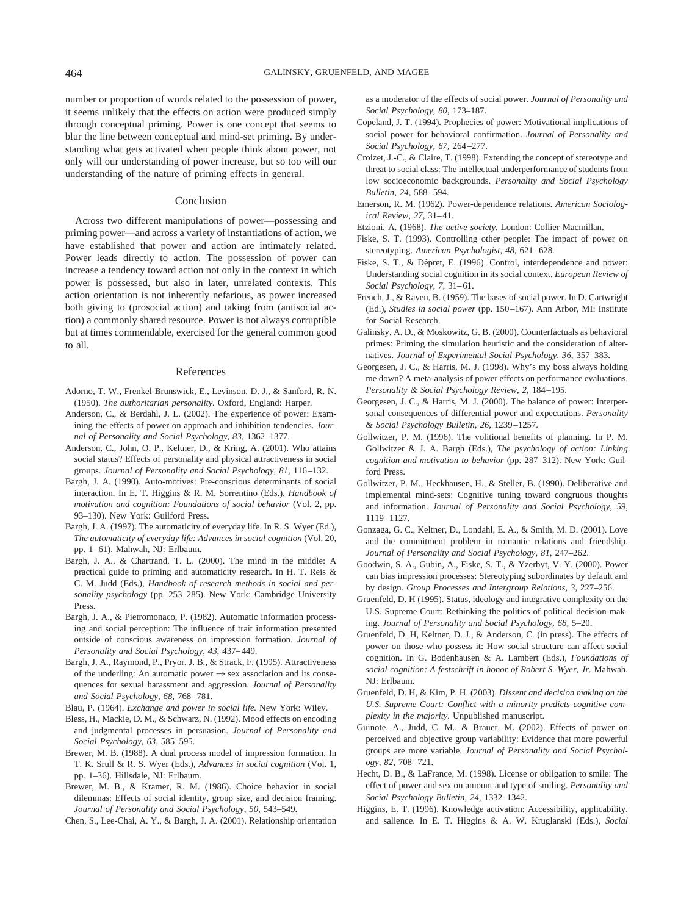number or proportion of words related to the possession of power, it seems unlikely that the effects on action were produced simply through conceptual priming. Power is one concept that seems to blur the line between conceptual and mind-set priming. By understanding what gets activated when people think about power, not only will our understanding of power increase, but so too will our understanding of the nature of priming effects in general.

## Conclusion

Across two different manipulations of power—possessing and priming power—and across a variety of instantiations of action, we have established that power and action are intimately related. Power leads directly to action. The possession of power can increase a tendency toward action not only in the context in which power is possessed, but also in later, unrelated contexts. This action orientation is not inherently nefarious, as power increased both giving to (prosocial action) and taking from (antisocial action) a commonly shared resource. Power is not always corruptible but at times commendable, exercised for the general common good to all.

## References

Adorno, T. W., Frenkel-Brunswick, E., Levinson, D. J., & Sanford, R. N. (1950). *The authoritarian personality.* Oxford, England: Harper.

Anderson, C., & Berdahl, J. L. (2002). The experience of power: Examining the effects of power on approach and inhibition tendencies. *Journal of Personality and Social Psychology, 83,* 1362–1377.

Anderson, C., John, O. P., Keltner, D., & Kring, A. (2001). Who attains social status? Effects of personality and physical attractiveness in social groups. *Journal of Personality and Social Psychology, 81,* 116–132.

Bargh, J. A. (1990). Auto-motives: Pre-conscious determinants of social interaction. In E. T. Higgins & R. M. Sorrentino (Eds.), *Handbook of motivation and cognition: Foundations of social behavior* (Vol. 2, pp. 93–130). New York: Guilford Press.

Bargh, J. A. (1997). The automaticity of everyday life. In R. S. Wyer (Ed.), *The automaticity of everyday life: Advances in social cognition* (Vol. 20, pp. 1–61). Mahwah, NJ: Erlbaum.

Bargh, J. A., & Chartrand, T. L. (2000). The mind in the middle: A practical guide to priming and automaticity research. In H. T. Reis & C. M. Judd (Eds.), *Handbook of research methods in social and personality psychology* (pp. 253–285). New York: Cambridge University Press.

Bargh, J. A., & Pietromonaco, P. (1982). Automatic information processing and social perception: The influence of trait information presented outside of conscious awareness on impression formation. *Journal of Personality and Social Psychology, 43,* 437–449.

Bargh, J. A., Raymond, P., Pryor, J. B., & Strack, F. (1995). Attractiveness of the underling: An automatic power → sex association and its consequences for sexual harassment and aggression. *Journal of Personality and Social Psychology, 68,* 768–781.

Blau, P. (1964). *Exchange and power in social life.* New York: Wiley.

Bless, H., Mackie, D. M., & Schwarz, N. (1992). Mood effects on encoding and judgmental processes in persuasion. *Journal of Personality and Social Psychology, 63,* 585–595.

Brewer, M. B. (1988). A dual process model of impression formation. In T. K. Srull & R. S. Wyer (Eds.), *Advances in social cognition* (Vol. 1, pp. 1–36). Hillsdale, NJ: Erlbaum.

Brewer, M. B., & Kramer, R. M. (1986). Choice behavior in social dilemmas: Effects of social identity, group size, and decision framing. *Journal of Personality and Social Psychology, 50,* 543–549.

Chen, S., Lee-Chai, A. Y., & Bargh, J. A. (2001). Relationship orientation as a moderator of the effects of social power. *Journal of Personality and Social Psychology, 80,* 173–187.

Copeland, J. T. (1994). Prophecies of power: Motivational implications of social power for behavioral confirmation. *Journal of Personality and Social Psychology, 67,* 264–277.

Croizet, J.-C., & Claire, T. (1998). Extending the concept of stereotype and threat to social class: The intellectual underperformance of students from low socioeconomic backgrounds. *Personality and Social Psychology Bulletin, 24,* 588–594.

Emerson, R. M. (1962). Power-dependence relations. *American Sociological Review, 27,* 31–41.

Etzioni, A. (1968). *The active society.* London: Collier-Macmillan.

Fiske, S. T. (1993). Controlling other people: The impact of power on stereotyping. *American Psychologist, 48,* 621–628.

Fiske, S. T., & Dépret, E. (1996). Control, interdependence and power: Understanding social cognition in its social context. *European Review of Social Psychology, 7,* 31–61.

French, J., & Raven, B. (1959). The bases of social power. In D. Cartwright (Ed.), *Studies in social power* (pp. 150–167). Ann Arbor, MI: Institute for Social Research.

Galinsky, A. D., & Moskowitz, G. B. (2000). Counterfactuals as behavioral primes: Priming the simulation heuristic and the consideration of alternatives. *Journal of Experimental Social Psychology, 36,* 357–383.

Georgesen, J. C., & Harris, M. J. (1998). Why's my boss always holding me down? A meta-analysis of power effects on performance evaluations. *Personality & Social Psychology Review, 2,* 184–195.

Georgesen, J. C., & Harris, M. J. (2000). The balance of power: Interpersonal consequences of differential power and expectations. *Personality & Social Psychology Bulletin, 26,* 1239–1257.

Gollwitzer, P. M. (1996). The volitional benefits of planning. In P. M. Gollwitzer & J. A. Bargh (Eds.), *The psychology of action: Linking cognition and motivation to behavior* (pp. 287–312). New York: Guilford Press.

Gollwitzer, P. M., Heckhausen, H., & Steller, B. (1990). Deliberative and implemental mind-sets: Cognitive tuning toward congruous thoughts and information. *Journal of Personality and Social Psychology, 59,* 1119–1127.

Gonzaga, G. C., Keltner, D., Londahl, E. A., & Smith, M. D. (2001). Love and the commitment problem in romantic relations and friendship. *Journal of Personality and Social Psychology, 81,* 247–262.

Goodwin, S. A., Gubin, A., Fiske, S. T., & Yzerbyt, V. Y. (2000). Power can bias impression processes: Stereotyping subordinates by default and by design. *Group Processes and Intergroup Relations, 3,* 227–256.

Gruenfeld, D. H (1995). Status, ideology and integrative complexity on the U.S. Supreme Court: Rethinking the politics of political decision making. *Journal of Personality and Social Psychology, 68,* 5–20.

Gruenfeld, D. H, Keltner, D. J., & Anderson, C. (in press). The effects of power on those who possess it: How social structure can affect social cognition. In G. Bodenhausen & A. Lambert (Eds.), *Foundations of social cognition: A festschrift in honor of Robert S. Wyer, Jr.* Mahwah, NJ: Erlbaum.

Gruenfeld, D. H, & Kim, P. H. (2003). *Dissent and decision making on the U.S. Supreme Court: Conflict with a minority predicts cognitive complexity in the majority.* Unpublished manuscript.

Guinote, A., Judd, C. M., & Brauer, M. (2002). Effects of power on perceived and objective group variability: Evidence that more powerful groups are more variable. *Journal of Personality and Social Psychology, 82,* 708–721.

Hecht, D. B., & LaFrance, M. (1998). License or obligation to smile: The effect of power and sex on amount and type of smiling. *Personality and Social Psychology Bulletin, 24,* 1332–1342.

Higgins, E. T. (1996). Knowledge activation: Accessibility, applicability, and salience. In E. T. Higgins & A. W. Kruglanski (Eds.), *Social*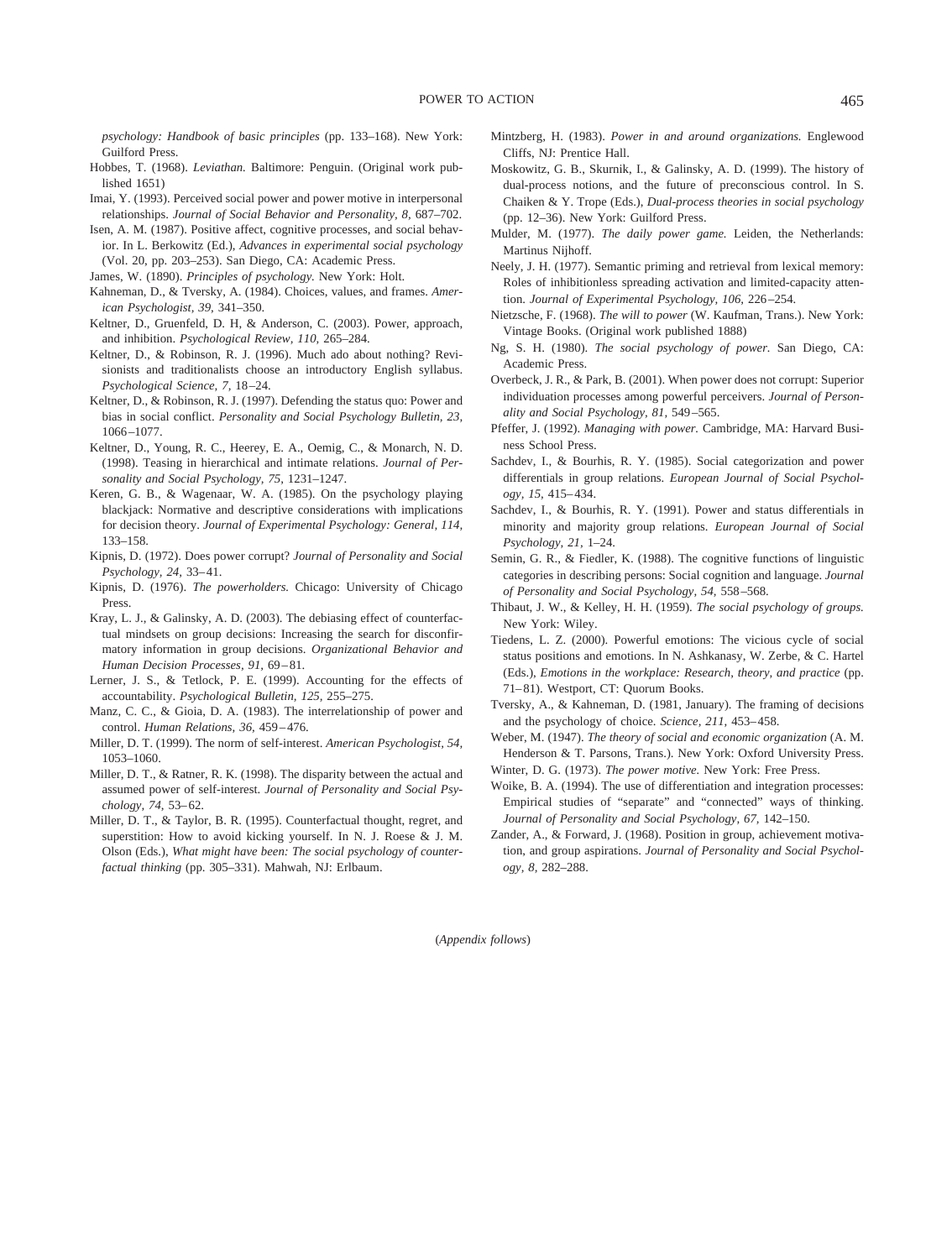*psychology: Handbook of basic principles* (pp. 133–168). New York: Guilford Press.

Hobbes, T. (1968). *Leviathan.* Baltimore: Penguin. (Original work published 1651)

Imai, Y. (1993). Perceived social power and power motive in interpersonal relationships. *Journal of Social Behavior and Personality, 8,* 687–702.

Isen, A. M. (1987). Positive affect, cognitive processes, and social behavior. In L. Berkowitz (Ed.), *Advances in experimental social psychology* (Vol. 20, pp. 203–253). San Diego, CA: Academic Press.

James, W. (1890). *Principles of psychology.* New York: Holt.

Kahneman, D., & Tversky, A. (1984). Choices, values, and frames. *American Psychologist, 39,* 341–350.

Keltner, D., Gruenfeld, D. H, & Anderson, C. (2003). Power, approach, and inhibition. *Psychological Review, 110,* 265–284.

Keltner, D., & Robinson, R. J. (1996). Much ado about nothing? Revisionists and traditionalists choose an introductory English syllabus. *Psychological Science, 7,* 18–24.

Keltner, D., & Robinson, R. J. (1997). Defending the status quo: Power and bias in social conflict. *Personality and Social Psychology Bulletin, 23,* 1066–1077.

Keltner, D., Young, R. C., Heerey, E. A., Oemig, C., & Monarch, N. D. (1998). Teasing in hierarchical and intimate relations. *Journal of Personality and Social Psychology, 75,* 1231–1247.

Keren, G. B., & Wagenaar, W. A. (1985). On the psychology playing blackjack: Normative and descriptive considerations with implications for decision theory. *Journal of Experimental Psychology: General, 114,* 133–158.

Kipnis, D. (1972). Does power corrupt? *Journal of Personality and Social Psychology, 24,* 33–41.

Kipnis, D. (1976). *The powerholders.* Chicago: University of Chicago Press.

Kray, L. J., & Galinsky, A. D. (2003). The debiasing effect of counterfactual mindsets on group decisions: Increasing the search for disconfirmatory information in group decisions. *Organizational Behavior and Human Decision Processes, 91,* 69–81.

Lerner, J. S., & Tetlock, P. E. (1999). Accounting for the effects of accountability. *Psychological Bulletin, 125,* 255–275.

Manz, C. C., & Gioia, D. A. (1983). The interrelationship of power and control. *Human Relations, 36,* 459–476.

Miller, D. T. (1999). The norm of self-interest. *American Psychologist, 54,* 1053–1060.

Miller, D. T., & Ratner, R. K. (1998). The disparity between the actual and assumed power of self-interest. *Journal of Personality and Social Psychology, 74,* 53–62.

Miller, D. T., & Taylor, B. R. (1995). Counterfactual thought, regret, and superstition: How to avoid kicking yourself. In N. J. Roese & J. M. Olson (Eds.), *What might have been: The social psychology of counterfactual thinking* (pp. 305–331). Mahwah, NJ: Erlbaum.

Mintzberg, H. (1983). *Power in and around organizations.* Englewood Cliffs, NJ: Prentice Hall.

Moskowitz, G. B., Skurnik, I., & Galinsky, A. D. (1999). The history of dual-process notions, and the future of preconscious control. In S. Chaiken & Y. Trope (Eds.), *Dual-process theories in social psychology* (pp. 12–36). New York: Guilford Press.

Mulder, M. (1977). *The daily power game.* Leiden, the Netherlands: Martinus Nijhoff.

Neely, J. H. (1977). Semantic priming and retrieval from lexical memory: Roles of inhibitionless spreading activation and limited-capacity attention. *Journal of Experimental Psychology, 106,* 226–254.

Nietzsche, F. (1968). *The will to power* (W. Kaufman, Trans.). New York: Vintage Books. (Original work published 1888)

Ng, S. H. (1980). *The social psychology of power.* San Diego, CA: Academic Press.

Overbeck, J. R., & Park, B. (2001). When power does not corrupt: Superior individuation processes among powerful perceivers. *Journal of Personality and Social Psychology, 81,* 549–565.

Pfeffer, J. (1992). *Managing with power.* Cambridge, MA: Harvard Business School Press.

Sachdev, I., & Bourhis, R. Y. (1985). Social categorization and power differentials in group relations. *European Journal of Social Psychology, 15,* 415–434.

Sachdev, I., & Bourhis, R. Y. (1991). Power and status differentials in minority and majority group relations. *European Journal of Social Psychology, 21,* 1–24.

Semin, G. R., & Fiedler, K. (1988). The cognitive functions of linguistic categories in describing persons: Social cognition and language. *Journal of Personality and Social Psychology, 54,* 558–568.

Thibaut, J. W., & Kelley, H. H. (1959). *The social psychology of groups.* New York: Wiley.

Tiedens, L. Z. (2000). Powerful emotions: The vicious cycle of social status positions and emotions. In N. Ashkanasy, W. Zerbe, & C. Hartel (Eds.), *Emotions in the workplace: Research, theory, and practice* (pp. 71–81). Westport, CT: Quorum Books.

Tversky, A., & Kahneman, D. (1981, January). The framing of decisions and the psychology of choice. *Science, 211,* 453–458.

Weber, M. (1947). *The theory of social and economic organization* (A. M. Henderson & T. Parsons, Trans.). New York: Oxford University Press.

Winter, D. G. (1973). *The power motive.* New York: Free Press.

Woike, B. A. (1994). The use of differentiation and integration processes: Empirical studies of "separate" and "connected" ways of thinking. *Journal of Personality and Social Psychology, 67,* 142–150.

Zander, A., & Forward, J. (1968). Position in group, achievement motivation, and group aspirations. *Journal of Personality and Social Psychology, 8,* 282–288.

(*Appendix follows*)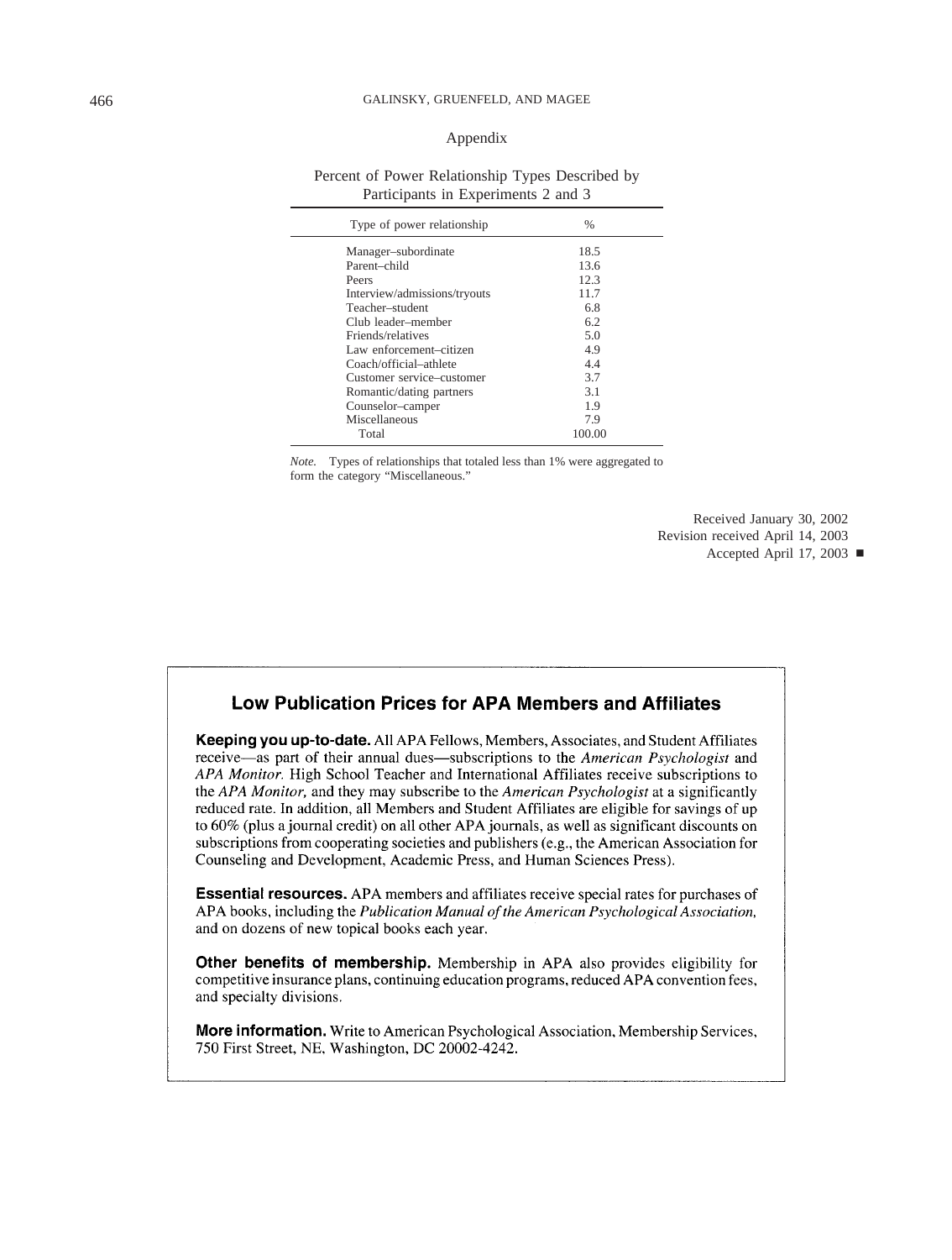## Appendix

Percent of Power Relationship Types Described by Participants in Experiments 2 and 3

| Type of power relationship | % |
|---|---|
| Manager–subordinate | 18.5 |
| Parent–child | 13.6 |
| Peers | 12.3 |
| Interview/admissions/tryouts | 11.7 |
| Teacher–student | 6.8 |
| Club leader–member | 6.2 |
| Friends/relatives | 5.0 |
| Law enforcement–citizen | 4.9 |
| Coach/official–athlete | 4.4 |
| Customer service–customer | 3.7 |
| Romantic/dating partners | 3.1 |
| Counselor–camper | 1.9 |
| Miscellaneous | 7.9 |
| Total | 100.00 |

*Note.* Types of relationships that totaled less than 1% were aggregated to form the category "Miscellaneous."

Received January 30, 2002
Revision received April 14, 2003
Accepted April 17, 2003 ■

## Low Publication Prices for APA Members and Affiliates

**Keeping you up-to-date.** All APA Fellows, Members, Associates, and Student Affiliates receive—as part of their annual dues—subscriptions to the *American Psychologist* and *APA Monitor.* High School Teacher and International Affiliates receive subscriptions to the *APA Monitor,* and they may subscribe to the *American Psychologist* at a significantly reduced rate. In addition, all Members and Student Affiliates are eligible for savings of up to 60% (plus a journal credit) on all other APA journals, as well as significant discounts on subscriptions from cooperating societies and publishers (e.g., the American Association for Counseling and Development, Academic Press, and Human Sciences Press).

**Essential resources.** APA members and affiliates receive special rates for purchases of APA books, including the *Publication Manual of the American Psychological Association,* and on dozens of new topical books each year.

**Other benefits of membership.** Membership in APA also provides eligibility for competitive insurance plans, continuing education programs, reduced APA convention fees, and specialty divisions.

**More information.** Write to American Psychological Association, Membership Services, 750 First Street, NE, Washington, DC 20002-4242.